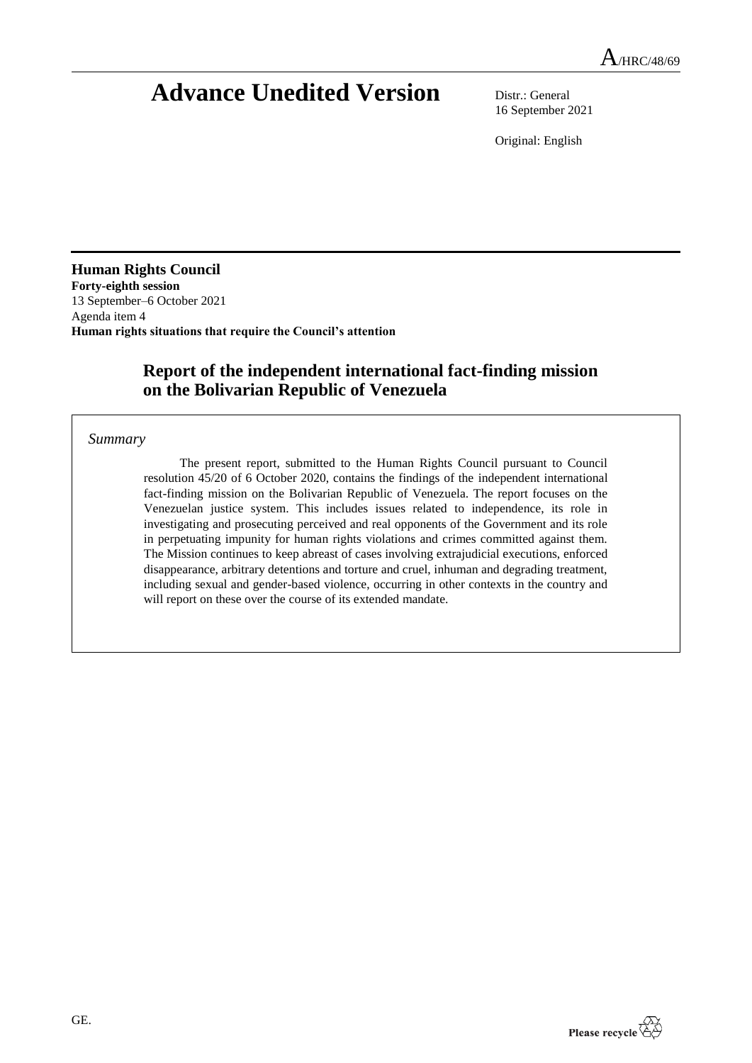# Advance Unedited Version

A/HRC/48/69

Distr.: General
16 September 2021

Original: English

**Human Rights Council**
**Forty-eighth session**
13 September–6 October 2021
Agenda item 4
**Human rights situations that require the Council's attention**

## Report of the independent international fact-finding mission on the Bolivarian Republic of Venezuela

*Summary*

The present report, submitted to the Human Rights Council pursuant to Council resolution 45/20 of 6 October 2020, contains the findings of the independent international fact-finding mission on the Bolivarian Republic of Venezuela. The report focuses on the Venezuelan justice system. This includes issues related to independence, its role in investigating and prosecuting perceived and real opponents of the Government and its role in perpetuating impunity for human rights violations and crimes committed against them. The Mission continues to keep abreast of cases involving extrajudicial executions, enforced disappearance, arbitrary detentions and torture and cruel, inhuman and degrading treatment, including sexual and gender-based violence, occurring in other contexts in the country and will report on these over the course of its extended mandate.

GE.

Please recycle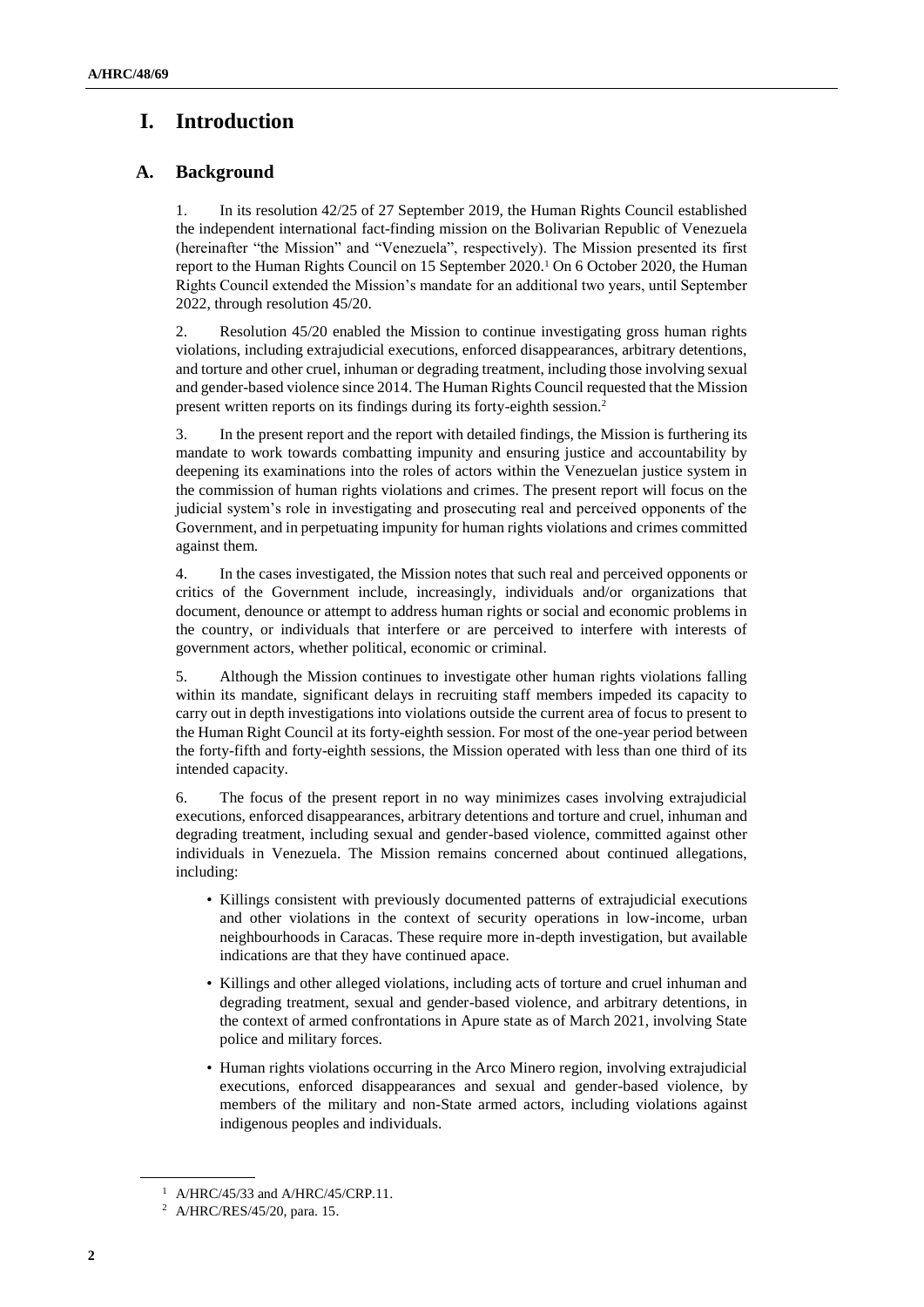# I. Introduction

## A. Background

1. In its resolution 42/25 of 27 September 2019, the Human Rights Council established the independent international fact-finding mission on the Bolivarian Republic of Venezuela (hereinafter "the Mission" and "Venezuela", respectively). The Mission presented its first report to the Human Rights Council on 15 September 2020.[1] On 6 October 2020, the Human Rights Council extended the Mission's mandate for an additional two years, until September 2022, through resolution 45/20.

2. Resolution 45/20 enabled the Mission to continue investigating gross human rights violations, including extrajudicial executions, enforced disappearances, arbitrary detentions, and torture and other cruel, inhuman or degrading treatment, including those involving sexual and gender-based violence since 2014. The Human Rights Council requested that the Mission present written reports on its findings during its forty-eighth session.[2]

3. In the present report and the report with detailed findings, the Mission is furthering its mandate to work towards combatting impunity and ensuring justice and accountability by deepening its examinations into the roles of actors within the Venezuelan justice system in the commission of human rights violations and crimes. The present report will focus on the judicial system's role in investigating and prosecuting real and perceived opponents of the Government, and in perpetuating impunity for human rights violations and crimes committed against them.

4. In the cases investigated, the Mission notes that such real and perceived opponents or critics of the Government include, increasingly, individuals and/or organizations that document, denounce or attempt to address human rights or social and economic problems in the country, or individuals that interfere or are perceived to interfere with interests of government actors, whether political, economic or criminal.

5. Although the Mission continues to investigate other human rights violations falling within its mandate, significant delays in recruiting staff members impeded its capacity to carry out in depth investigations into violations outside the current area of focus to present to the Human Right Council at its forty-eighth session. For most of the one-year period between the forty-fifth and forty-eighth sessions, the Mission operated with less than one third of its intended capacity.

6. The focus of the present report in no way minimizes cases involving extrajudicial executions, enforced disappearances, arbitrary detentions and torture and cruel, inhuman and degrading treatment, including sexual and gender-based violence, committed against other individuals in Venezuela. The Mission remains concerned about continued allegations, including:

- Killings consistent with previously documented patterns of extrajudicial executions and other violations in the context of security operations in low-income, urban neighbourhoods in Caracas. These require more in-depth investigation, but available indications are that they have continued apace.
- Killings and other alleged violations, including acts of torture and cruel inhuman and degrading treatment, sexual and gender-based violence, and arbitrary detentions, in the context of armed confrontations in Apure state as of March 2021, involving State police and military forces.
- Human rights violations occurring in the Arco Minero region, involving extrajudicial executions, enforced disappearances and sexual and gender-based violence, by members of the military and non-State armed actors, including violations against indigenous peoples and individuals.

---

[1] A/HRC/45/33 and A/HRC/45/CRP.11.

[2] A/HRC/RES/45/20, para. 15.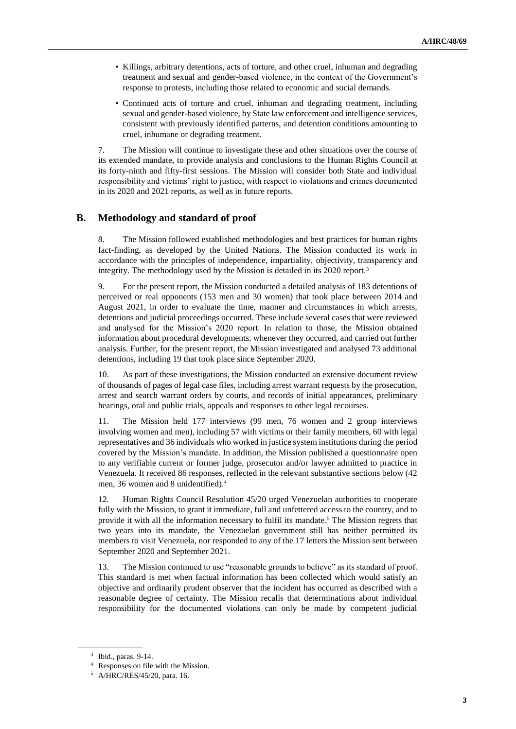- Killings, arbitrary detentions, acts of torture, and other cruel, inhuman and degrading treatment and sexual and gender-based violence, in the context of the Government's response to protests, including those related to economic and social demands.
- Continued acts of torture and cruel, inhuman and degrading treatment, including sexual and gender-based violence, by State law enforcement and intelligence services, consistent with previously identified patterns, and detention conditions amounting to cruel, inhumane or degrading treatment.

7. The Mission will continue to investigate these and other situations over the course of its extended mandate, to provide analysis and conclusions to the Human Rights Council at its forty-ninth and fifty-first sessions. The Mission will consider both State and individual responsibility and victims' right to justice, with respect to violations and crimes documented in its 2020 and 2021 reports, as well as in future reports.

## B. Methodology and standard of proof

8. The Mission followed established methodologies and best practices for human rights fact-finding, as developed by the United Nations. The Mission conducted its work in accordance with the principles of independence, impartiality, objectivity, transparency and integrity. The methodology used by the Mission is detailed in its 2020 report.[3]

9. For the present report, the Mission conducted a detailed analysis of 183 detentions of perceived or real opponents (153 men and 30 women) that took place between 2014 and August 2021, in order to evaluate the time, manner and circumstances in which arrests, detentions and judicial proceedings occurred. These include several cases that were reviewed and analysed for the Mission's 2020 report. In relation to those, the Mission obtained information about procedural developments, whenever they occurred, and carried out further analysis. Further, for the present report, the Mission investigated and analysed 73 additional detentions, including 19 that took place since September 2020.

10. As part of these investigations, the Mission conducted an extensive document review of thousands of pages of legal case files, including arrest warrant requests by the prosecution, arrest and search warrant orders by courts, and records of initial appearances, preliminary hearings, oral and public trials, appeals and responses to other legal recourses.

11. The Mission held 177 interviews (99 men, 76 women and 2 group interviews involving women and men), including 57 with victims or their family members, 60 with legal representatives and 36 individuals who worked in justice system institutions during the period covered by the Mission's mandate. In addition, the Mission published a questionnaire open to any verifiable current or former judge, prosecutor and/or lawyer admitted to practice in Venezuela. It received 86 responses, reflected in the relevant substantive sections below (42 men, 36 women and 8 unidentified).[4]

12. Human Rights Council Resolution 45/20 urged Venezuelan authorities to cooperate fully with the Mission, to grant it immediate, full and unfettered access to the country, and to provide it with all the information necessary to fulfil its mandate.[5] The Mission regrets that two years into its mandate, the Venezuelan government still has neither permitted its members to visit Venezuela, nor responded to any of the 17 letters the Mission sent between September 2020 and September 2021.

13. The Mission continued to use "reasonable grounds to believe" as its standard of proof. This standard is met when factual information has been collected which would satisfy an objective and ordinarily prudent observer that the incident has occurred as described with a reasonable degree of certainty. The Mission recalls that determinations about individual responsibility for the documented violations can only be made by competent judicial

---

[3] Ibid., paras. 9-14.

[4] Responses on file with the Mission.

[5] A/HRC/RES/45/20, para. 16.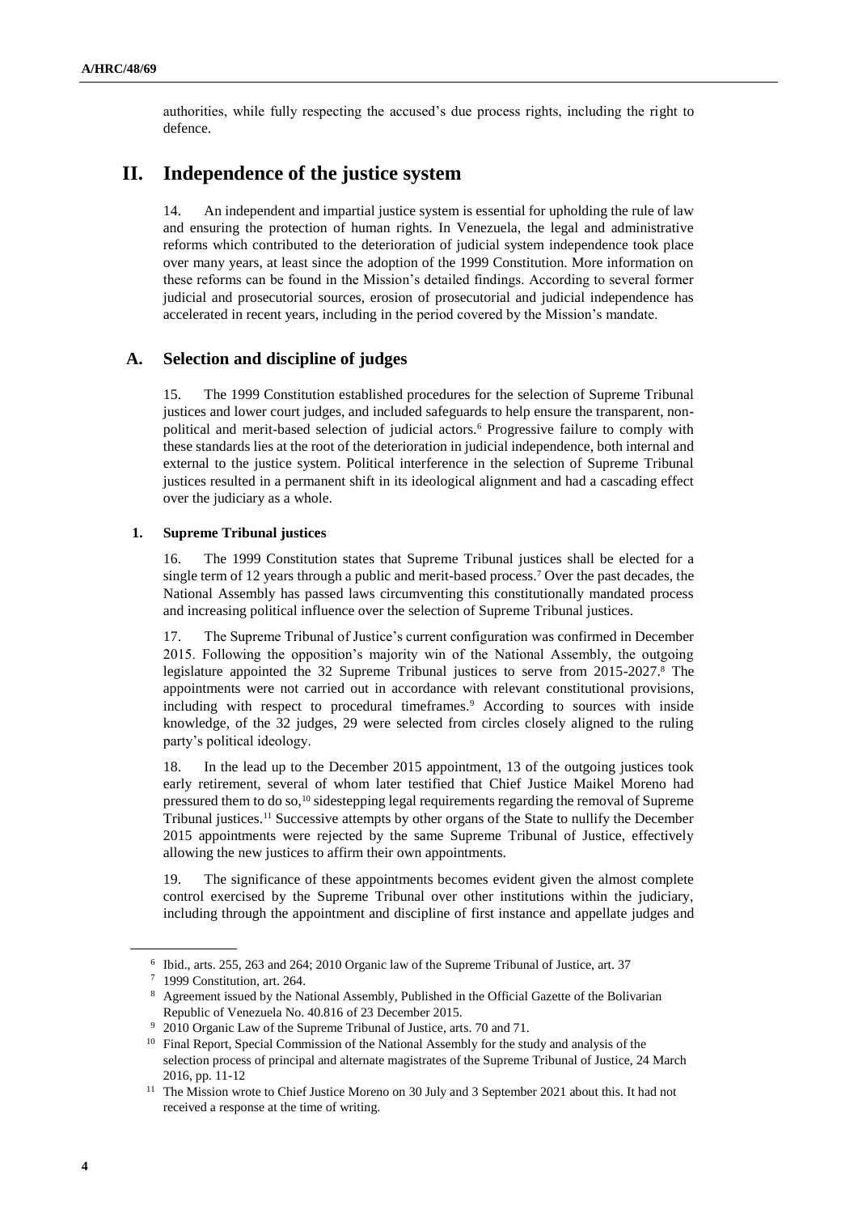authorities, while fully respecting the accused's due process rights, including the right to defence.

# II. Independence of the justice system

14. An independent and impartial justice system is essential for upholding the rule of law and ensuring the protection of human rights. In Venezuela, the legal and administrative reforms which contributed to the deterioration of judicial system independence took place over many years, at least since the adoption of the 1999 Constitution. More information on these reforms can be found in the Mission's detailed findings. According to several former judicial and prosecutorial sources, erosion of prosecutorial and judicial independence has accelerated in recent years, including in the period covered by the Mission's mandate.

## A. Selection and discipline of judges

15. The 1999 Constitution established procedures for the selection of Supreme Tribunal justices and lower court judges, and included safeguards to help ensure the transparent, non-political and merit-based selection of judicial actors.[6] Progressive failure to comply with these standards lies at the root of the deterioration in judicial independence, both internal and external to the justice system. Political interference in the selection of Supreme Tribunal justices resulted in a permanent shift in its ideological alignment and had a cascading effect over the judiciary as a whole.

### 1. Supreme Tribunal justices

16. The 1999 Constitution states that Supreme Tribunal justices shall be elected for a single term of 12 years through a public and merit-based process.[7] Over the past decades, the National Assembly has passed laws circumventing this constitutionally mandated process and increasing political influence over the selection of Supreme Tribunal justices.

17. The Supreme Tribunal of Justice's current configuration was confirmed in December 2015. Following the opposition's majority win of the National Assembly, the outgoing legislature appointed the 32 Supreme Tribunal justices to serve from 2015-2027.[8] The appointments were not carried out in accordance with relevant constitutional provisions, including with respect to procedural timeframes.[9] According to sources with inside knowledge, of the 32 judges, 29 were selected from circles closely aligned to the ruling party's political ideology.

18. In the lead up to the December 2015 appointment, 13 of the outgoing justices took early retirement, several of whom later testified that Chief Justice Maikel Moreno had pressured them to do so,[10] sidestepping legal requirements regarding the removal of Supreme Tribunal justices.[11] Successive attempts by other organs of the State to nullify the December 2015 appointments were rejected by the same Supreme Tribunal of Justice, effectively allowing the new justices to affirm their own appointments.

19. The significance of these appointments becomes evident given the almost complete control exercised by the Supreme Tribunal over other institutions within the judiciary, including through the appointment and discipline of first instance and appellate judges and

---

[6] Ibid., arts. 255, 263 and 264; 2010 Organic law of the Supreme Tribunal of Justice, art. 37

[7] 1999 Constitution, art. 264.

[8] Agreement issued by the National Assembly, Published in the Official Gazette of the Bolivarian Republic of Venezuela No. 40.816 of 23 December 2015.

[9] 2010 Organic Law of the Supreme Tribunal of Justice, arts. 70 and 71.

[10] Final Report, Special Commission of the National Assembly for the study and analysis of the selection process of principal and alternate magistrates of the Supreme Tribunal of Justice, 24 March 2016, pp. 11-12

[11] The Mission wrote to Chief Justice Moreno on 30 July and 3 September 2021 about this. It had not received a response at the time of writing.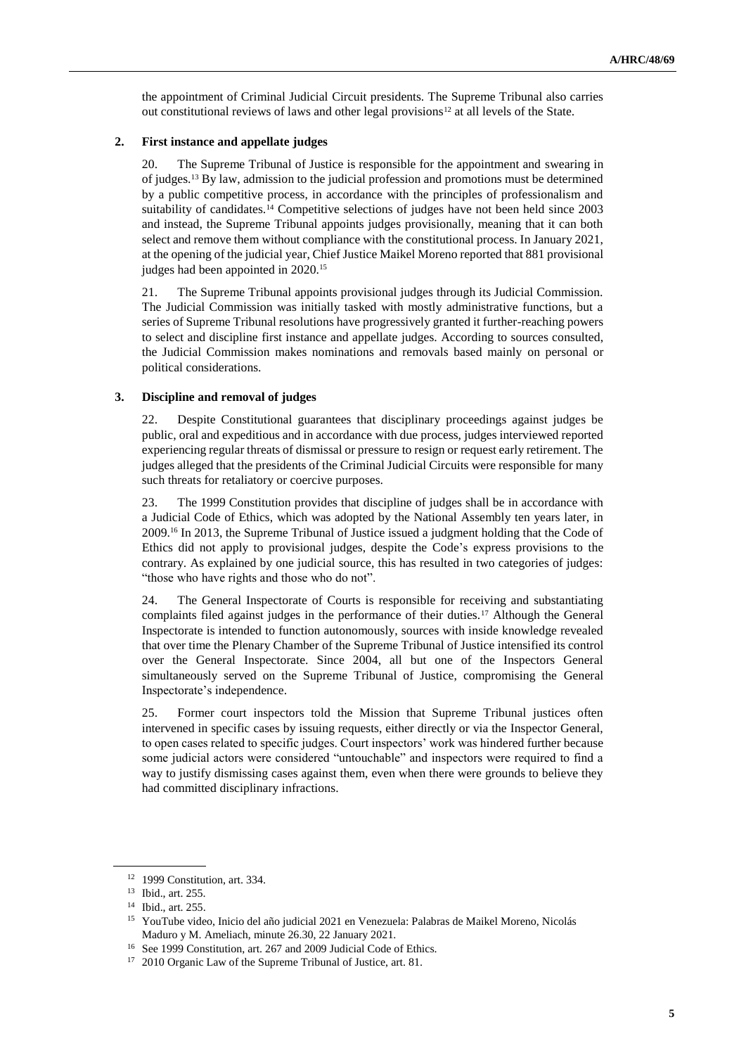the appointment of Criminal Judicial Circuit presidents. The Supreme Tribunal also carries out constitutional reviews of laws and other legal provisions[12] at all levels of the State.

### 2. First instance and appellate judges

20. The Supreme Tribunal of Justice is responsible for the appointment and swearing in of judges.[13] By law, admission to the judicial profession and promotions must be determined by a public competitive process, in accordance with the principles of professionalism and suitability of candidates.[14] Competitive selections of judges have not been held since 2003 and instead, the Supreme Tribunal appoints judges provisionally, meaning that it can both select and remove them without compliance with the constitutional process. In January 2021, at the opening of the judicial year, Chief Justice Maikel Moreno reported that 881 provisional judges had been appointed in 2020.[15]

21. The Supreme Tribunal appoints provisional judges through its Judicial Commission. The Judicial Commission was initially tasked with mostly administrative functions, but a series of Supreme Tribunal resolutions have progressively granted it further-reaching powers to select and discipline first instance and appellate judges. According to sources consulted, the Judicial Commission makes nominations and removals based mainly on personal or political considerations.

### 3. Discipline and removal of judges

22. Despite Constitutional guarantees that disciplinary proceedings against judges be public, oral and expeditious and in accordance with due process, judges interviewed reported experiencing regular threats of dismissal or pressure to resign or request early retirement. The judges alleged that the presidents of the Criminal Judicial Circuits were responsible for many such threats for retaliatory or coercive purposes.

23. The 1999 Constitution provides that discipline of judges shall be in accordance with a Judicial Code of Ethics, which was adopted by the National Assembly ten years later, in 2009.[16] In 2013, the Supreme Tribunal of Justice issued a judgment holding that the Code of Ethics did not apply to provisional judges, despite the Code's express provisions to the contrary. As explained by one judicial source, this has resulted in two categories of judges: "those who have rights and those who do not".

24. The General Inspectorate of Courts is responsible for receiving and substantiating complaints filed against judges in the performance of their duties.[17] Although the General Inspectorate is intended to function autonomously, sources with inside knowledge revealed that over time the Plenary Chamber of the Supreme Tribunal of Justice intensified its control over the General Inspectorate. Since 2004, all but one of the Inspectors General simultaneously served on the Supreme Tribunal of Justice, compromising the General Inspectorate's independence.

25. Former court inspectors told the Mission that Supreme Tribunal justices often intervened in specific cases by issuing requests, either directly or via the Inspector General, to open cases related to specific judges. Court inspectors' work was hindered further because some judicial actors were considered "untouchable" and inspectors were required to find a way to justify dismissing cases against them, even when there were grounds to believe they had committed disciplinary infractions.

---

[12] 1999 Constitution, art. 334.

[13] Ibid., art. 255.

[14] Ibid., art. 255.

[15] YouTube video, Inicio del año judicial 2021 en Venezuela: Palabras de Maikel Moreno, Nicolás Maduro y M. Ameliach, minute 26.30, 22 January 2021.

[16] See 1999 Constitution, art. 267 and 2009 Judicial Code of Ethics.

[17] 2010 Organic Law of the Supreme Tribunal of Justice, art. 81.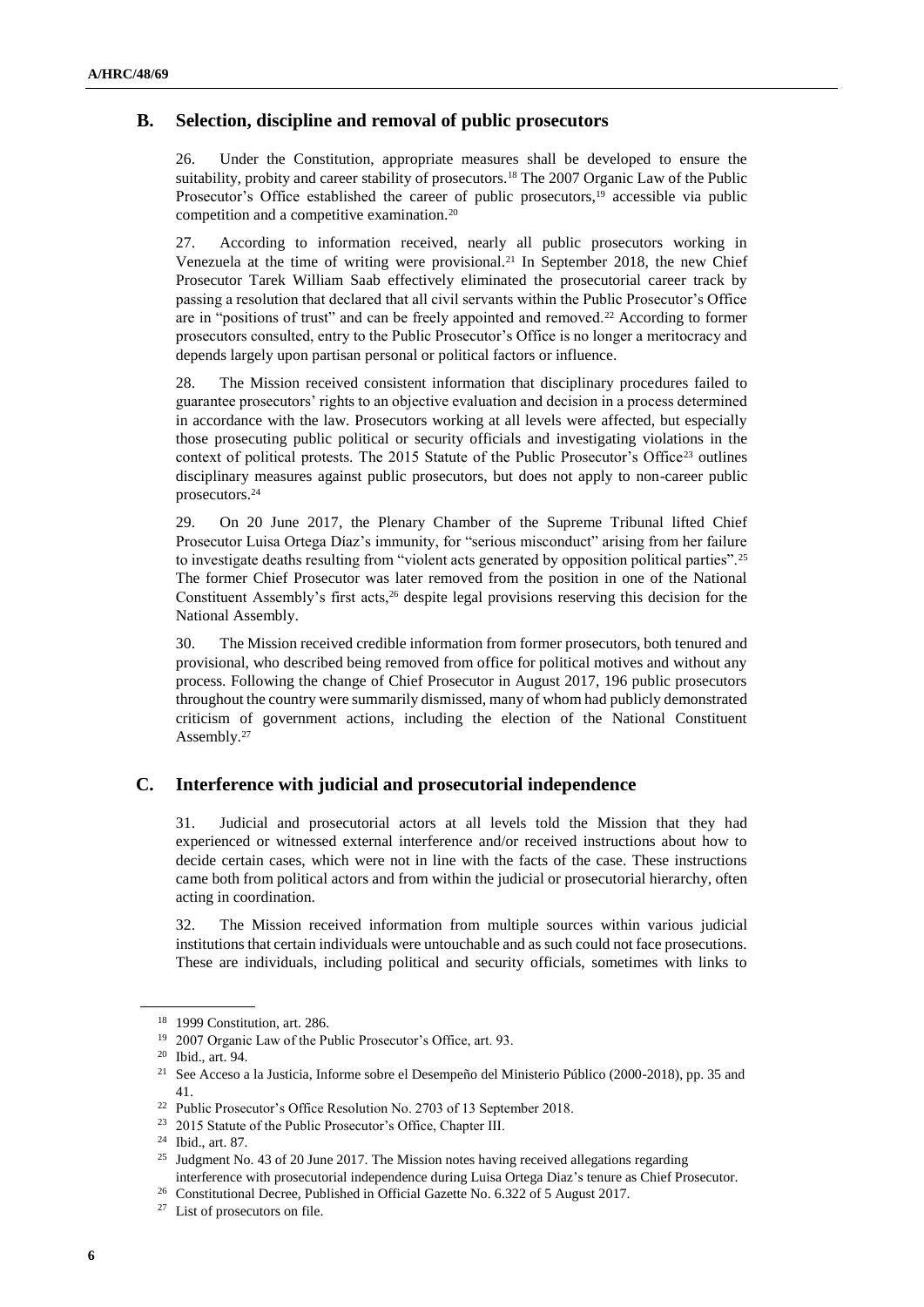## B. Selection, discipline and removal of public prosecutors

26. Under the Constitution, appropriate measures shall be developed to ensure the suitability, probity and career stability of prosecutors.[18] The 2007 Organic Law of the Public Prosecutor's Office established the career of public prosecutors,[19] accessible via public competition and a competitive examination.[20]

27. According to information received, nearly all public prosecutors working in Venezuela at the time of writing were provisional.[21] In September 2018, the new Chief Prosecutor Tarek William Saab effectively eliminated the prosecutorial career track by passing a resolution that declared that all civil servants within the Public Prosecutor's Office are in "positions of trust" and can be freely appointed and removed.[22] According to former prosecutors consulted, entry to the Public Prosecutor's Office is no longer a meritocracy and depends largely upon partisan personal or political factors or influence.

28. The Mission received consistent information that disciplinary procedures failed to guarantee prosecutors' rights to an objective evaluation and decision in a process determined in accordance with the law. Prosecutors working at all levels were affected, but especially those prosecuting public political or security officials and investigating violations in the context of political protests. The 2015 Statute of the Public Prosecutor's Office[23] outlines disciplinary measures against public prosecutors, but does not apply to non-career public prosecutors.[24]

29. On 20 June 2017, the Plenary Chamber of the Supreme Tribunal lifted Chief Prosecutor Luisa Ortega Díaz's immunity, for "serious misconduct" arising from her failure to investigate deaths resulting from "violent acts generated by opposition political parties".[25] The former Chief Prosecutor was later removed from the position in one of the National Constituent Assembly's first acts,[26] despite legal provisions reserving this decision for the National Assembly.

30. The Mission received credible information from former prosecutors, both tenured and provisional, who described being removed from office for political motives and without any process. Following the change of Chief Prosecutor in August 2017, 196 public prosecutors throughout the country were summarily dismissed, many of whom had publicly demonstrated criticism of government actions, including the election of the National Constituent Assembly.[27]

## C. Interference with judicial and prosecutorial independence

31. Judicial and prosecutorial actors at all levels told the Mission that they had experienced or witnessed external interference and/or received instructions about how to decide certain cases, which were not in line with the facts of the case. These instructions came both from political actors and from within the judicial or prosecutorial hierarchy, often acting in coordination.

32. The Mission received information from multiple sources within various judicial institutions that certain individuals were untouchable and as such could not face prosecutions. These are individuals, including political and security officials, sometimes with links to

---

[18] 1999 Constitution, art. 286.

[19] 2007 Organic Law of the Public Prosecutor's Office, art. 93.

[20] Ibid., art. 94.

[21] See Acceso a la Justicia, Informe sobre el Desempeño del Ministerio Público (2000-2018), pp. 35 and 41.

[22] Public Prosecutor's Office Resolution No. 2703 of 13 September 2018.

[23] 2015 Statute of the Public Prosecutor's Office, Chapter III.

[24] Ibid., art. 87.

[25] Judgment No. 43 of 20 June 2017. The Mission notes having received allegations regarding interference with prosecutorial independence during Luisa Ortega Diaz's tenure as Chief Prosecutor.

[26] Constitutional Decree, Published in Official Gazette No. 6.322 of 5 August 2017.

[27] List of prosecutors on file.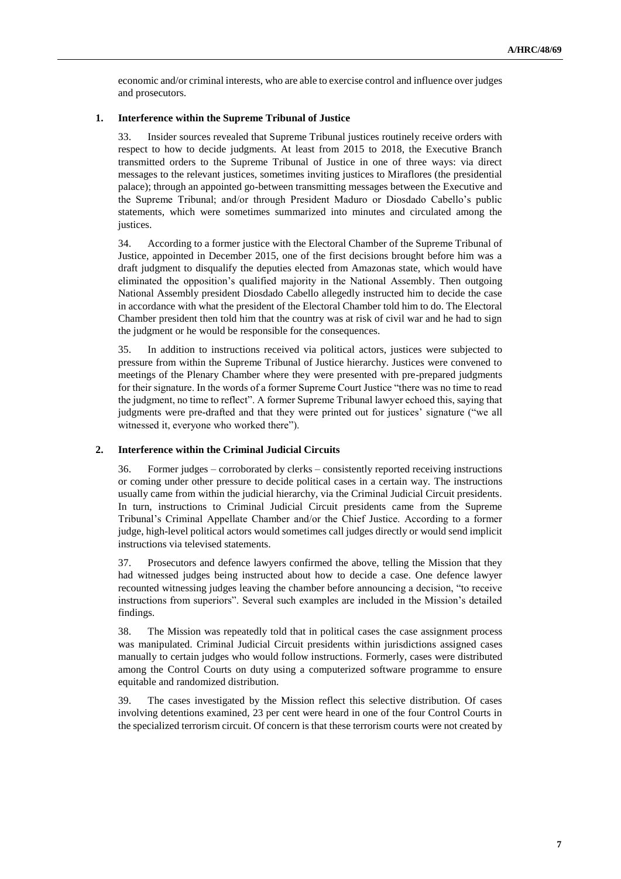economic and/or criminal interests, who are able to exercise control and influence over judges and prosecutors.

### 1. Interference within the Supreme Tribunal of Justice

33. Insider sources revealed that Supreme Tribunal justices routinely receive orders with respect to how to decide judgments. At least from 2015 to 2018, the Executive Branch transmitted orders to the Supreme Tribunal of Justice in one of three ways: via direct messages to the relevant justices, sometimes inviting justices to Miraflores (the presidential palace); through an appointed go-between transmitting messages between the Executive and the Supreme Tribunal; and/or through President Maduro or Diosdado Cabello's public statements, which were sometimes summarized into minutes and circulated among the justices.

34. According to a former justice with the Electoral Chamber of the Supreme Tribunal of Justice, appointed in December 2015, one of the first decisions brought before him was a draft judgment to disqualify the deputies elected from Amazonas state, which would have eliminated the opposition's qualified majority in the National Assembly. Then outgoing National Assembly president Diosdado Cabello allegedly instructed him to decide the case in accordance with what the president of the Electoral Chamber told him to do. The Electoral Chamber president then told him that the country was at risk of civil war and he had to sign the judgment or he would be responsible for the consequences.

35. In addition to instructions received via political actors, justices were subjected to pressure from within the Supreme Tribunal of Justice hierarchy. Justices were convened to meetings of the Plenary Chamber where they were presented with pre-prepared judgments for their signature. In the words of a former Supreme Court Justice "there was no time to read the judgment, no time to reflect". A former Supreme Tribunal lawyer echoed this, saying that judgments were pre-drafted and that they were printed out for justices' signature ("we all witnessed it, everyone who worked there").

### 2. Interference within the Criminal Judicial Circuits

36. Former judges – corroborated by clerks – consistently reported receiving instructions or coming under other pressure to decide political cases in a certain way. The instructions usually came from within the judicial hierarchy, via the Criminal Judicial Circuit presidents. In turn, instructions to Criminal Judicial Circuit presidents came from the Supreme Tribunal's Criminal Appellate Chamber and/or the Chief Justice. According to a former judge, high-level political actors would sometimes call judges directly or would send implicit instructions via televised statements.

37. Prosecutors and defence lawyers confirmed the above, telling the Mission that they had witnessed judges being instructed about how to decide a case. One defence lawyer recounted witnessing judges leaving the chamber before announcing a decision, "to receive instructions from superiors". Several such examples are included in the Mission's detailed findings.

38. The Mission was repeatedly told that in political cases the case assignment process was manipulated. Criminal Judicial Circuit presidents within jurisdictions assigned cases manually to certain judges who would follow instructions. Formerly, cases were distributed among the Control Courts on duty using a computerized software programme to ensure equitable and randomized distribution.

39. The cases investigated by the Mission reflect this selective distribution. Of cases involving detentions examined, 23 per cent were heard in one of the four Control Courts in the specialized terrorism circuit. Of concern is that these terrorism courts were not created by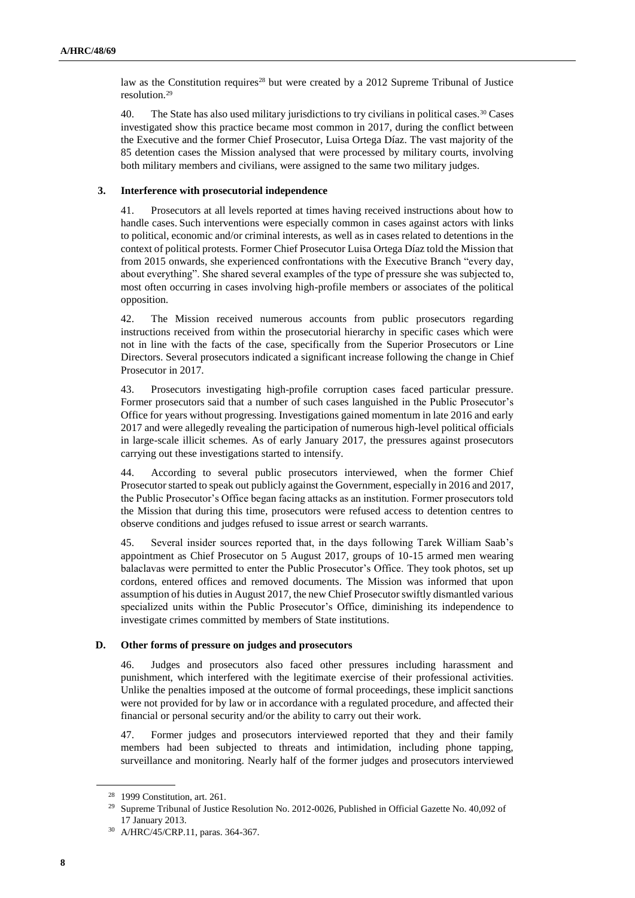law as the Constitution requires[28] but were created by a 2012 Supreme Tribunal of Justice resolution.[29]

40. The State has also used military jurisdictions to try civilians in political cases.[30] Cases investigated show this practice became most common in 2017, during the conflict between the Executive and the former Chief Prosecutor, Luisa Ortega Díaz. The vast majority of the 85 detention cases the Mission analysed that were processed by military courts, involving both military members and civilians, were assigned to the same two military judges.

### 3. Interference with prosecutorial independence

41. Prosecutors at all levels reported at times having received instructions about how to handle cases. Such interventions were especially common in cases against actors with links to political, economic and/or criminal interests, as well as in cases related to detentions in the context of political protests. Former Chief Prosecutor Luisa Ortega Díaz told the Mission that from 2015 onwards, she experienced confrontations with the Executive Branch "every day, about everything". She shared several examples of the type of pressure she was subjected to, most often occurring in cases involving high-profile members or associates of the political opposition.

42. The Mission received numerous accounts from public prosecutors regarding instructions received from within the prosecutorial hierarchy in specific cases which were not in line with the facts of the case, specifically from the Superior Prosecutors or Line Directors. Several prosecutors indicated a significant increase following the change in Chief Prosecutor in 2017.

43. Prosecutors investigating high-profile corruption cases faced particular pressure. Former prosecutors said that a number of such cases languished in the Public Prosecutor's Office for years without progressing. Investigations gained momentum in late 2016 and early 2017 and were allegedly revealing the participation of numerous high-level political officials in large-scale illicit schemes. As of early January 2017, the pressures against prosecutors carrying out these investigations started to intensify.

44. According to several public prosecutors interviewed, when the former Chief Prosecutor started to speak out publicly against the Government, especially in 2016 and 2017, the Public Prosecutor's Office began facing attacks as an institution. Former prosecutors told the Mission that during this time, prosecutors were refused access to detention centres to observe conditions and judges refused to issue arrest or search warrants.

45. Several insider sources reported that, in the days following Tarek William Saab's appointment as Chief Prosecutor on 5 August 2017, groups of 10-15 armed men wearing balaclavas were permitted to enter the Public Prosecutor's Office. They took photos, set up cordons, entered offices and removed documents. The Mission was informed that upon assumption of his duties in August 2017, the new Chief Prosecutor swiftly dismantled various specialized units within the Public Prosecutor's Office, diminishing its independence to investigate crimes committed by members of State institutions.

## D. Other forms of pressure on judges and prosecutors

46. Judges and prosecutors also faced other pressures including harassment and punishment, which interfered with the legitimate exercise of their professional activities. Unlike the penalties imposed at the outcome of formal proceedings, these implicit sanctions were not provided for by law or in accordance with a regulated procedure, and affected their financial or personal security and/or the ability to carry out their work.

47. Former judges and prosecutors interviewed reported that they and their family members had been subjected to threats and intimidation, including phone tapping, surveillance and monitoring. Nearly half of the former judges and prosecutors interviewed

---

[28] 1999 Constitution, art. 261.

[29] Supreme Tribunal of Justice Resolution No. 2012-0026, Published in Official Gazette No. 40,092 of 17 January 2013.

[30] A/HRC/45/CRP.11, paras. 364-367.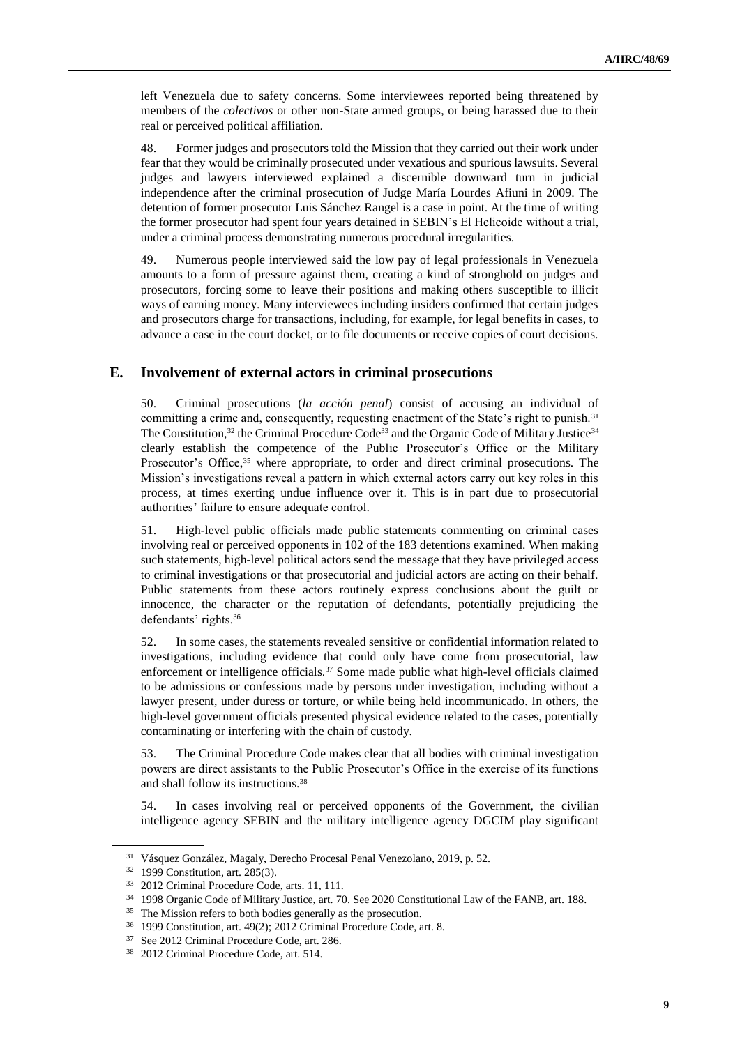left Venezuela due to safety concerns. Some interviewees reported being threatened by members of the *colectivos* or other non-State armed groups, or being harassed due to their real or perceived political affiliation.

48. Former judges and prosecutors told the Mission that they carried out their work under fear that they would be criminally prosecuted under vexatious and spurious lawsuits. Several judges and lawyers interviewed explained a discernible downward turn in judicial independence after the criminal prosecution of Judge María Lourdes Afiuni in 2009. The detention of former prosecutor Luis Sánchez Rangel is a case in point. At the time of writing the former prosecutor had spent four years detained in SEBIN's El Helicoide without a trial, under a criminal process demonstrating numerous procedural irregularities.

49. Numerous people interviewed said the low pay of legal professionals in Venezuela amounts to a form of pressure against them, creating a kind of stronghold on judges and prosecutors, forcing some to leave their positions and making others susceptible to illicit ways of earning money. Many interviewees including insiders confirmed that certain judges and prosecutors charge for transactions, including, for example, for legal benefits in cases, to advance a case in the court docket, or to file documents or receive copies of court decisions.

## E. Involvement of external actors in criminal prosecutions

50. Criminal prosecutions (*la acción penal*) consist of accusing an individual of committing a crime and, consequently, requesting enactment of the State's right to punish.[31] The Constitution,[32] the Criminal Procedure Code[33] and the Organic Code of Military Justice[34] clearly establish the competence of the Public Prosecutor's Office or the Military Prosecutor's Office,[35] where appropriate, to order and direct criminal prosecutions. The Mission's investigations reveal a pattern in which external actors carry out key roles in this process, at times exerting undue influence over it. This is in part due to prosecutorial authorities' failure to ensure adequate control.

51. High-level public officials made public statements commenting on criminal cases involving real or perceived opponents in 102 of the 183 detentions examined. When making such statements, high-level political actors send the message that they have privileged access to criminal investigations or that prosecutorial and judicial actors are acting on their behalf. Public statements from these actors routinely express conclusions about the guilt or innocence, the character or the reputation of defendants, potentially prejudicing the defendants' rights.[36]

52. In some cases, the statements revealed sensitive or confidential information related to investigations, including evidence that could only have come from prosecutorial, law enforcement or intelligence officials.[37] Some made public what high-level officials claimed to be admissions or confessions made by persons under investigation, including without a lawyer present, under duress or torture, or while being held incommunicado. In others, the high-level government officials presented physical evidence related to the cases, potentially contaminating or interfering with the chain of custody.

53. The Criminal Procedure Code makes clear that all bodies with criminal investigation powers are direct assistants to the Public Prosecutor's Office in the exercise of its functions and shall follow its instructions.[38]

54. In cases involving real or perceived opponents of the Government, the civilian intelligence agency SEBIN and the military intelligence agency DGCIM play significant

---

[31] Vásquez González, Magaly, Derecho Procesal Penal Venezolano, 2019, p. 52.

[32] 1999 Constitution, art. 285(3).

[33] 2012 Criminal Procedure Code, arts. 11, 111.

[34] 1998 Organic Code of Military Justice, art. 70. See 2020 Constitutional Law of the FANB, art. 188.

[35] The Mission refers to both bodies generally as the prosecution.

[36] 1999 Constitution, art. 49(2); 2012 Criminal Procedure Code, art. 8.

[37] See 2012 Criminal Procedure Code, art. 286.

[38] 2012 Criminal Procedure Code, art. 514.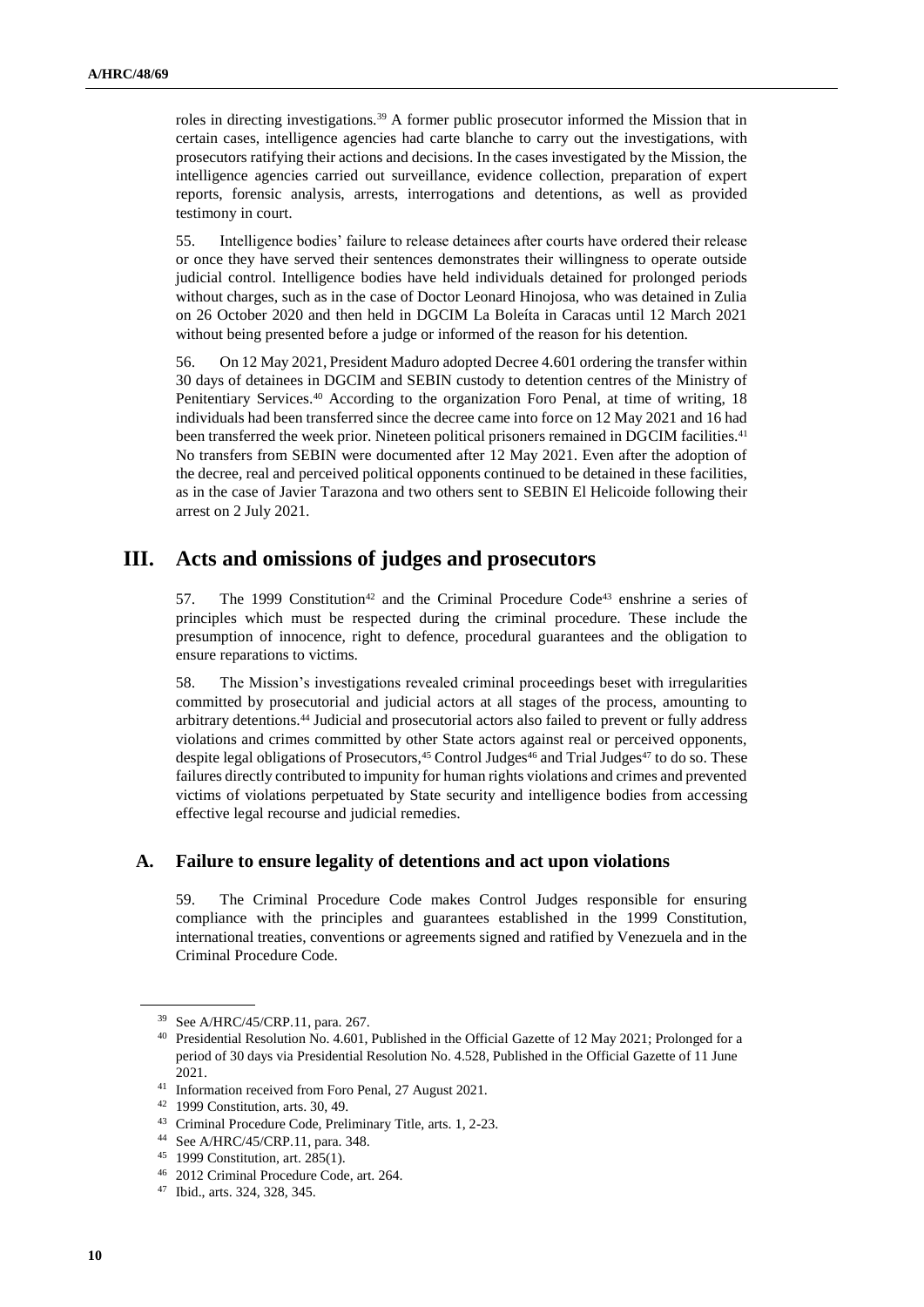roles in directing investigations.[39] A former public prosecutor informed the Mission that in certain cases, intelligence agencies had carte blanche to carry out the investigations, with prosecutors ratifying their actions and decisions. In the cases investigated by the Mission, the intelligence agencies carried out surveillance, evidence collection, preparation of expert reports, forensic analysis, arrests, interrogations and detentions, as well as provided testimony in court.

55. Intelligence bodies' failure to release detainees after courts have ordered their release or once they have served their sentences demonstrates their willingness to operate outside judicial control. Intelligence bodies have held individuals detained for prolonged periods without charges, such as in the case of Doctor Leonard Hinojosa, who was detained in Zulia on 26 October 2020 and then held in DGCIM La Boleíta in Caracas until 12 March 2021 without being presented before a judge or informed of the reason for his detention.

56. On 12 May 2021, President Maduro adopted Decree 4.601 ordering the transfer within 30 days of detainees in DGCIM and SEBIN custody to detention centres of the Ministry of Penitentiary Services.[40] According to the organization Foro Penal, at time of writing, 18 individuals had been transferred since the decree came into force on 12 May 2021 and 16 had been transferred the week prior. Nineteen political prisoners remained in DGCIM facilities.[41] No transfers from SEBIN were documented after 12 May 2021. Even after the adoption of the decree, real and perceived political opponents continued to be detained in these facilities, as in the case of Javier Tarazona and two others sent to SEBIN El Helicoide following their arrest on 2 July 2021.

# III. Acts and omissions of judges and prosecutors

57. The 1999 Constitution[42] and the Criminal Procedure Code[43] enshrine a series of principles which must be respected during the criminal procedure. These include the presumption of innocence, right to defence, procedural guarantees and the obligation to ensure reparations to victims.

58. The Mission's investigations revealed criminal proceedings beset with irregularities committed by prosecutorial and judicial actors at all stages of the process, amounting to arbitrary detentions.[44] Judicial and prosecutorial actors also failed to prevent or fully address violations and crimes committed by other State actors against real or perceived opponents, despite legal obligations of Prosecutors,[45] Control Judges[46] and Trial Judges[47] to do so. These failures directly contributed to impunity for human rights violations and crimes and prevented victims of violations perpetuated by State security and intelligence bodies from accessing effective legal recourse and judicial remedies.

## A. Failure to ensure legality of detentions and act upon violations

59. The Criminal Procedure Code makes Control Judges responsible for ensuring compliance with the principles and guarantees established in the 1999 Constitution, international treaties, conventions or agreements signed and ratified by Venezuela and in the Criminal Procedure Code.

---

[39] See A/HRC/45/CRP.11, para. 267.

[40] Presidential Resolution No. 4.601, Published in the Official Gazette of 12 May 2021; Prolonged for a period of 30 days via Presidential Resolution No. 4.528, Published in the Official Gazette of 11 June 2021.

[41] Information received from Foro Penal, 27 August 2021.

[42] 1999 Constitution, arts. 30, 49.

[43] Criminal Procedure Code, Preliminary Title, arts. 1, 2-23.

[44] See A/HRC/45/CRP.11, para. 348.

[45] 1999 Constitution, art. 285(1).

[46] 2012 Criminal Procedure Code, art. 264.

[47] Ibid., arts. 324, 328, 345.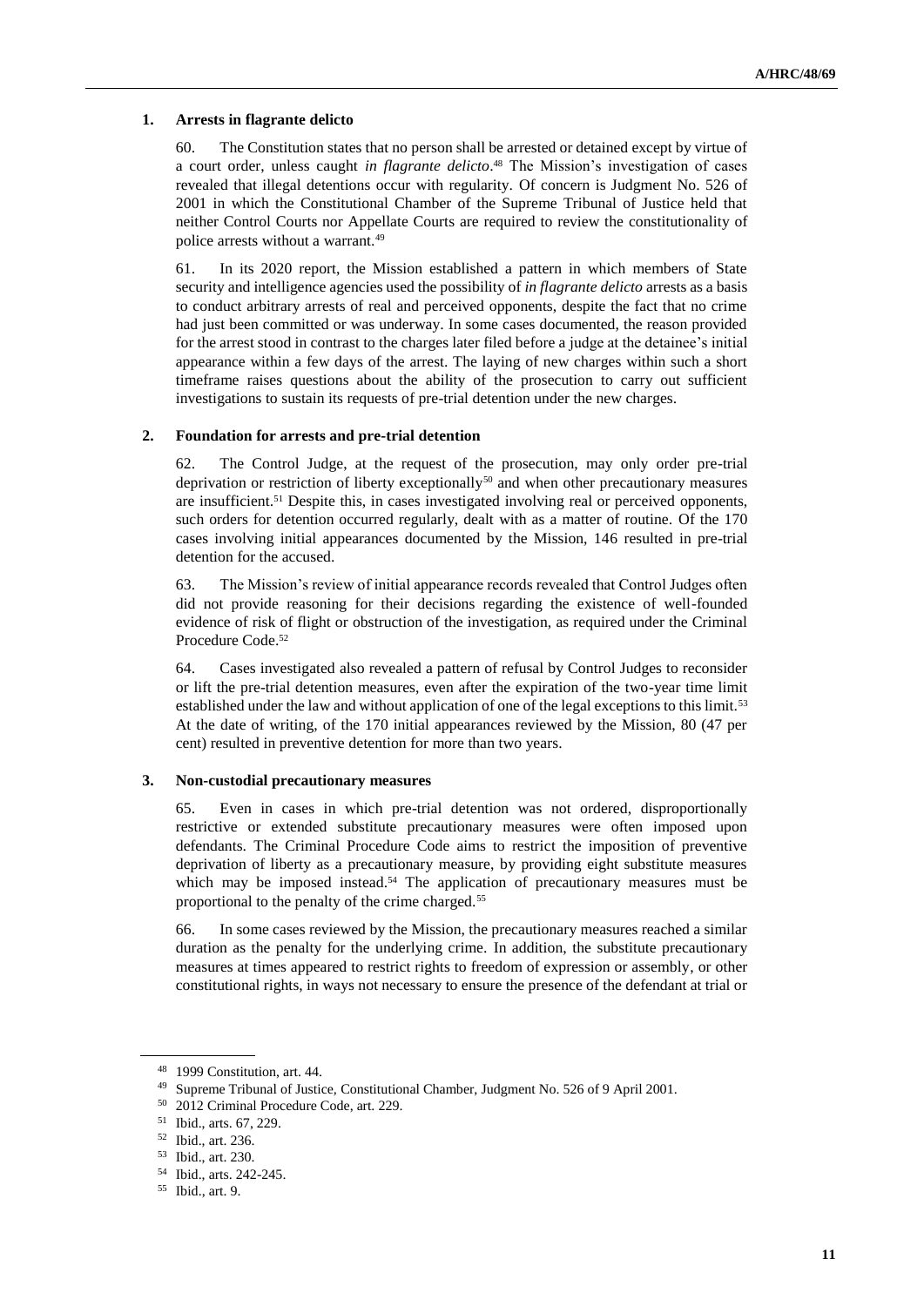### 1. Arrests in flagrante delicto

60. The Constitution states that no person shall be arrested or detained except by virtue of a court order, unless caught *in flagrante delicto*.[48] The Mission's investigation of cases revealed that illegal detentions occur with regularity. Of concern is Judgment No. 526 of 2001 in which the Constitutional Chamber of the Supreme Tribunal of Justice held that neither Control Courts nor Appellate Courts are required to review the constitutionality of police arrests without a warrant.[49]

61. In its 2020 report, the Mission established a pattern in which members of State security and intelligence agencies used the possibility of *in flagrante delicto* arrests as a basis to conduct arbitrary arrests of real and perceived opponents, despite the fact that no crime had just been committed or was underway. In some cases documented, the reason provided for the arrest stood in contrast to the charges later filed before a judge at the detainee's initial appearance within a few days of the arrest. The laying of new charges within such a short timeframe raises questions about the ability of the prosecution to carry out sufficient investigations to sustain its requests of pre-trial detention under the new charges.

### 2. Foundation for arrests and pre-trial detention

62. The Control Judge, at the request of the prosecution, may only order pre-trial deprivation or restriction of liberty exceptionally[50] and when other precautionary measures are insufficient.[51] Despite this, in cases investigated involving real or perceived opponents, such orders for detention occurred regularly, dealt with as a matter of routine. Of the 170 cases involving initial appearances documented by the Mission, 146 resulted in pre-trial detention for the accused.

63. The Mission's review of initial appearance records revealed that Control Judges often did not provide reasoning for their decisions regarding the existence of well-founded evidence of risk of flight or obstruction of the investigation, as required under the Criminal Procedure Code.[52]

64. Cases investigated also revealed a pattern of refusal by Control Judges to reconsider or lift the pre-trial detention measures, even after the expiration of the two-year time limit established under the law and without application of one of the legal exceptions to this limit.[53] At the date of writing, of the 170 initial appearances reviewed by the Mission, 80 (47 per cent) resulted in preventive detention for more than two years.

### 3. Non-custodial precautionary measures

65. Even in cases in which pre-trial detention was not ordered, disproportionally restrictive or extended substitute precautionary measures were often imposed upon defendants. The Criminal Procedure Code aims to restrict the imposition of preventive deprivation of liberty as a precautionary measure, by providing eight substitute measures which may be imposed instead.[54] The application of precautionary measures must be proportional to the penalty of the crime charged.[55]

66. In some cases reviewed by the Mission, the precautionary measures reached a similar duration as the penalty for the underlying crime. In addition, the substitute precautionary measures at times appeared to restrict rights to freedom of expression or assembly, or other constitutional rights, in ways not necessary to ensure the presence of the defendant at trial or

---

[48] 1999 Constitution, art. 44.

[49] Supreme Tribunal of Justice, Constitutional Chamber, Judgment No. 526 of 9 April 2001.

[50] 2012 Criminal Procedure Code, art. 229.

[51] Ibid., arts. 67, 229.

[52] Ibid., art. 236.

[53] Ibid., art. 230.

[54] Ibid., arts. 242-245.

[55] Ibid., art. 9.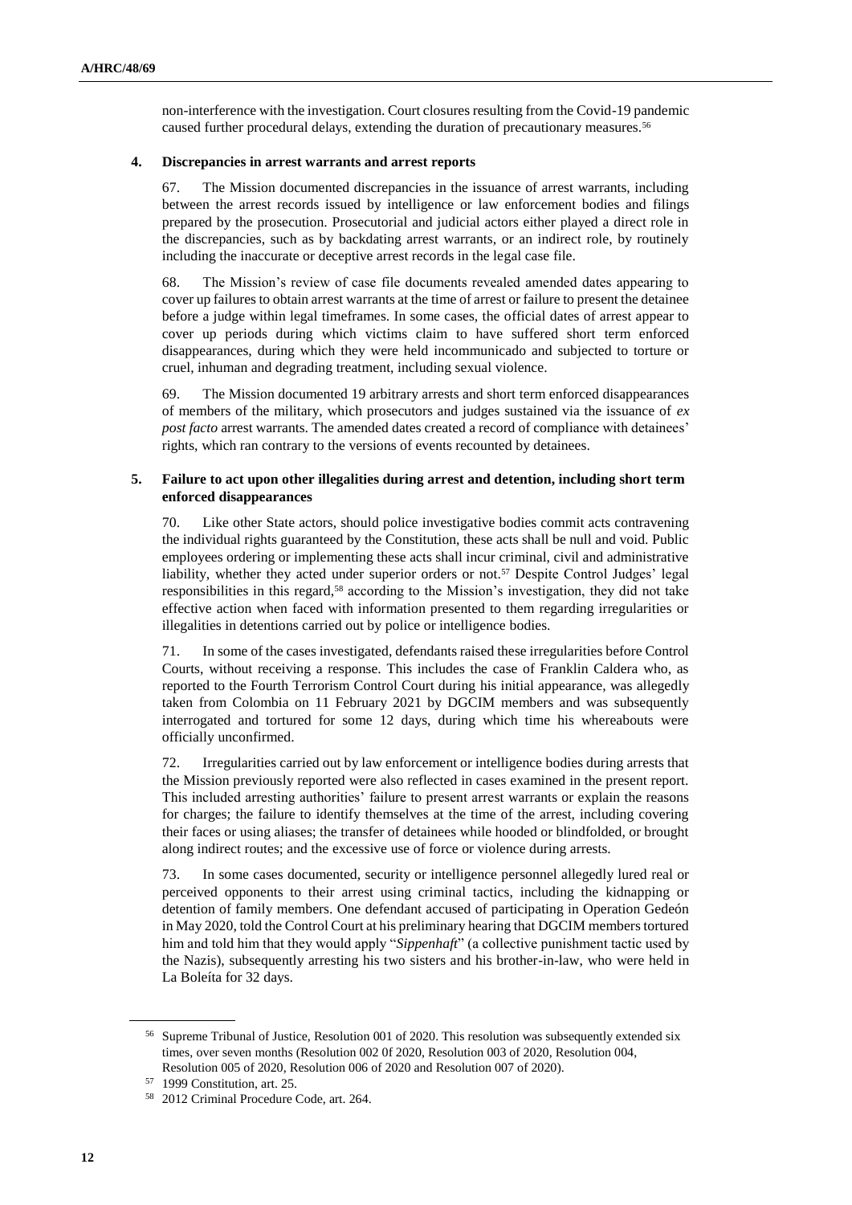non-interference with the investigation. Court closures resulting from the Covid-19 pandemic caused further procedural delays, extending the duration of precautionary measures.[56]

### 4. Discrepancies in arrest warrants and arrest reports

67. The Mission documented discrepancies in the issuance of arrest warrants, including between the arrest records issued by intelligence or law enforcement bodies and filings prepared by the prosecution. Prosecutorial and judicial actors either played a direct role in the discrepancies, such as by backdating arrest warrants, or an indirect role, by routinely including the inaccurate or deceptive arrest records in the legal case file.

68. The Mission's review of case file documents revealed amended dates appearing to cover up failures to obtain arrest warrants at the time of arrest or failure to present the detainee before a judge within legal timeframes. In some cases, the official dates of arrest appear to cover up periods during which victims claim to have suffered short term enforced disappearances, during which they were held incommunicado and subjected to torture or cruel, inhuman and degrading treatment, including sexual violence.

69. The Mission documented 19 arbitrary arrests and short term enforced disappearances of members of the military, which prosecutors and judges sustained via the issuance of *ex post facto* arrest warrants. The amended dates created a record of compliance with detainees' rights, which ran contrary to the versions of events recounted by detainees.

### 5. Failure to act upon other illegalities during arrest and detention, including short term enforced disappearances

70. Like other State actors, should police investigative bodies commit acts contravening the individual rights guaranteed by the Constitution, these acts shall be null and void. Public employees ordering or implementing these acts shall incur criminal, civil and administrative liability, whether they acted under superior orders or not.[57] Despite Control Judges' legal responsibilities in this regard,[58] according to the Mission's investigation, they did not take effective action when faced with information presented to them regarding irregularities or illegalities in detentions carried out by police or intelligence bodies.

71. In some of the cases investigated, defendants raised these irregularities before Control Courts, without receiving a response. This includes the case of Franklin Caldera who, as reported to the Fourth Terrorism Control Court during his initial appearance, was allegedly taken from Colombia on 11 February 2021 by DGCIM members and was subsequently interrogated and tortured for some 12 days, during which time his whereabouts were officially unconfirmed.

72. Irregularities carried out by law enforcement or intelligence bodies during arrests that the Mission previously reported were also reflected in cases examined in the present report. This included arresting authorities' failure to present arrest warrants or explain the reasons for charges; the failure to identify themselves at the time of the arrest, including covering their faces or using aliases; the transfer of detainees while hooded or blindfolded, or brought along indirect routes; and the excessive use of force or violence during arrests.

73. In some cases documented, security or intelligence personnel allegedly lured real or perceived opponents to their arrest using criminal tactics, including the kidnapping or detention of family members. One defendant accused of participating in Operation Gedeón in May 2020, told the Control Court at his preliminary hearing that DGCIM members tortured him and told him that they would apply "*Sippenhaft*" (a collective punishment tactic used by the Nazis), subsequently arresting his two sisters and his brother-in-law, who were held in La Boleíta for 32 days.

---

[56] Supreme Tribunal of Justice, Resolution 001 of 2020. This resolution was subsequently extended six times, over seven months (Resolution 002 0f 2020, Resolution 003 of 2020, Resolution 004, Resolution 005 of 2020, Resolution 006 of 2020 and Resolution 007 of 2020).

[57] 1999 Constitution, art. 25.

[58] 2012 Criminal Procedure Code, art. 264.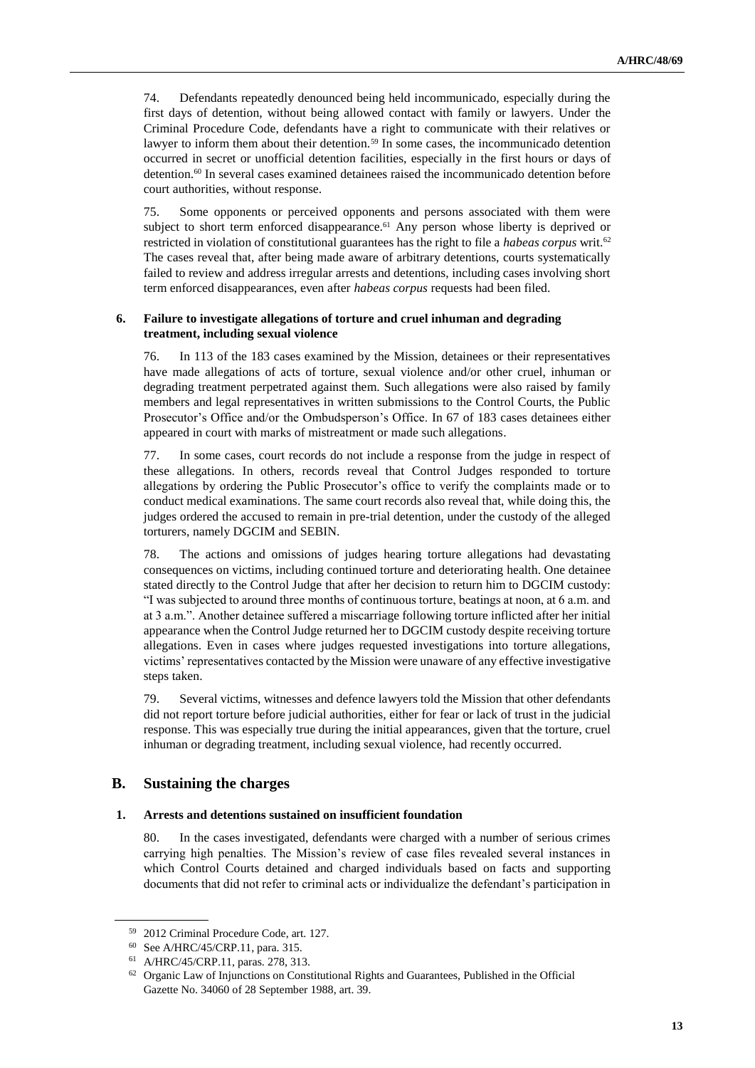74. Defendants repeatedly denounced being held incommunicado, especially during the first days of detention, without being allowed contact with family or lawyers. Under the Criminal Procedure Code, defendants have a right to communicate with their relatives or lawyer to inform them about their detention.[59] In some cases, the incommunicado detention occurred in secret or unofficial detention facilities, especially in the first hours or days of detention.[60] In several cases examined detainees raised the incommunicado detention before court authorities, without response.

75. Some opponents or perceived opponents and persons associated with them were subject to short term enforced disappearance.[61] Any person whose liberty is deprived or restricted in violation of constitutional guarantees has the right to file a *habeas corpus* writ.[62] The cases reveal that, after being made aware of arbitrary detentions, courts systematically failed to review and address irregular arrests and detentions, including cases involving short term enforced disappearances, even after *habeas corpus* requests had been filed.

#### 6. Failure to investigate allegations of torture and cruel inhuman and degrading treatment, including sexual violence

76. In 113 of the 183 cases examined by the Mission, detainees or their representatives have made allegations of acts of torture, sexual violence and/or other cruel, inhuman or degrading treatment perpetrated against them. Such allegations were also raised by family members and legal representatives in written submissions to the Control Courts, the Public Prosecutor's Office and/or the Ombudsperson's Office. In 67 of 183 cases detainees either appeared in court with marks of mistreatment or made such allegations.

77. In some cases, court records do not include a response from the judge in respect of these allegations. In others, records reveal that Control Judges responded to torture allegations by ordering the Public Prosecutor's office to verify the complaints made or to conduct medical examinations. The same court records also reveal that, while doing this, the judges ordered the accused to remain in pre-trial detention, under the custody of the alleged torturers, namely DGCIM and SEBIN.

78. The actions and omissions of judges hearing torture allegations had devastating consequences on victims, including continued torture and deteriorating health. One detainee stated directly to the Control Judge that after her decision to return him to DGCIM custody: "I was subjected to around three months of continuous torture, beatings at noon, at 6 a.m. and at 3 a.m.". Another detainee suffered a miscarriage following torture inflicted after her initial appearance when the Control Judge returned her to DGCIM custody despite receiving torture allegations. Even in cases where judges requested investigations into torture allegations, victims' representatives contacted by the Mission were unaware of any effective investigative steps taken.

79. Several victims, witnesses and defence lawyers told the Mission that other defendants did not report torture before judicial authorities, either for fear or lack of trust in the judicial response. This was especially true during the initial appearances, given that the torture, cruel inhuman or degrading treatment, including sexual violence, had recently occurred.

## B. Sustaining the charges

#### 1. Arrests and detentions sustained on insufficient foundation

80. In the cases investigated, defendants were charged with a number of serious crimes carrying high penalties. The Mission's review of case files revealed several instances in which Control Courts detained and charged individuals based on facts and supporting documents that did not refer to criminal acts or individualize the defendant's participation in

---

[59] 2012 Criminal Procedure Code, art. 127.

[60] See A/HRC/45/CRP.11, para. 315.

[61] A/HRC/45/CRP.11, paras. 278, 313.

[62] Organic Law of Injunctions on Constitutional Rights and Guarantees, Published in the Official Gazette No. 34060 of 28 September 1988, art. 39.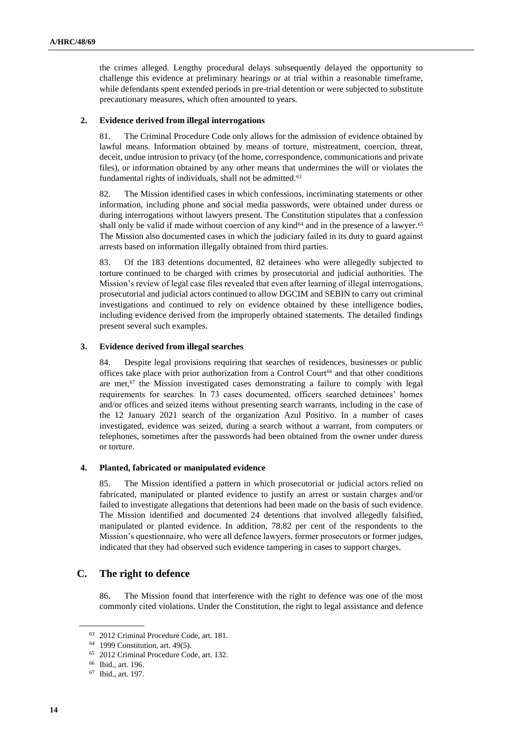the crimes alleged. Lengthy procedural delays subsequently delayed the opportunity to challenge this evidence at preliminary hearings or at trial within a reasonable timeframe, while defendants spent extended periods in pre-trial detention or were subjected to substitute precautionary measures, which often amounted to years.

### 2. Evidence derived from illegal interrogations

81. The Criminal Procedure Code only allows for the admission of evidence obtained by lawful means. Information obtained by means of torture, mistreatment, coercion, threat, deceit, undue intrusion to privacy (of the home, correspondence, communications and private files), or information obtained by any other means that undermines the will or violates the fundamental rights of individuals, shall not be admitted.[63]

82. The Mission identified cases in which confessions, incriminating statements or other information, including phone and social media passwords, were obtained under duress or during interrogations without lawyers present. The Constitution stipulates that a confession shall only be valid if made without coercion of any kind[64] and in the presence of a lawyer.[65] The Mission also documented cases in which the judiciary failed in its duty to guard against arrests based on information illegally obtained from third parties.

83. Of the 183 detentions documented, 82 detainees who were allegedly subjected to torture continued to be charged with crimes by prosecutorial and judicial authorities. The Mission's review of legal case files revealed that even after learning of illegal interrogations, prosecutorial and judicial actors continued to allow DGCIM and SEBIN to carry out criminal investigations and continued to rely on evidence obtained by these intelligence bodies, including evidence derived from the improperly obtained statements. The detailed findings present several such examples.

### 3. Evidence derived from illegal searches

84. Despite legal provisions requiring that searches of residences, businesses or public offices take place with prior authorization from a Control Court[66] and that other conditions are met,[67] the Mission investigated cases demonstrating a failure to comply with legal requirements for searches. In 73 cases documented, officers searched detainees' homes and/or offices and seized items without presenting search warrants, including in the case of the 12 January 2021 search of the organization Azul Positivo. In a number of cases investigated, evidence was seized, during a search without a warrant, from computers or telephones, sometimes after the passwords had been obtained from the owner under duress or torture.

### 4. Planted, fabricated or manipulated evidence

85. The Mission identified a pattern in which prosecutorial or judicial actors relied on fabricated, manipulated or planted evidence to justify an arrest or sustain charges and/or failed to investigate allegations that detentions had been made on the basis of such evidence. The Mission identified and documented 24 detentions that involved allegedly falsified, manipulated or planted evidence. In addition, 78.82 per cent of the respondents to the Mission's questionnaire, who were all defence lawyers, former prosecutors or former judges, indicated that they had observed such evidence tampering in cases to support charges.

## C. The right to defence

86. The Mission found that interference with the right to defence was one of the most commonly cited violations. Under the Constitution, the right to legal assistance and defence

---

[63] 2012 Criminal Procedure Code, art. 181.

[64] 1999 Constitution, art. 49(5).

[65] 2012 Criminal Procedure Code, art. 132.

[66] Ibid., art. 196.

[67] Ibid., art. 197.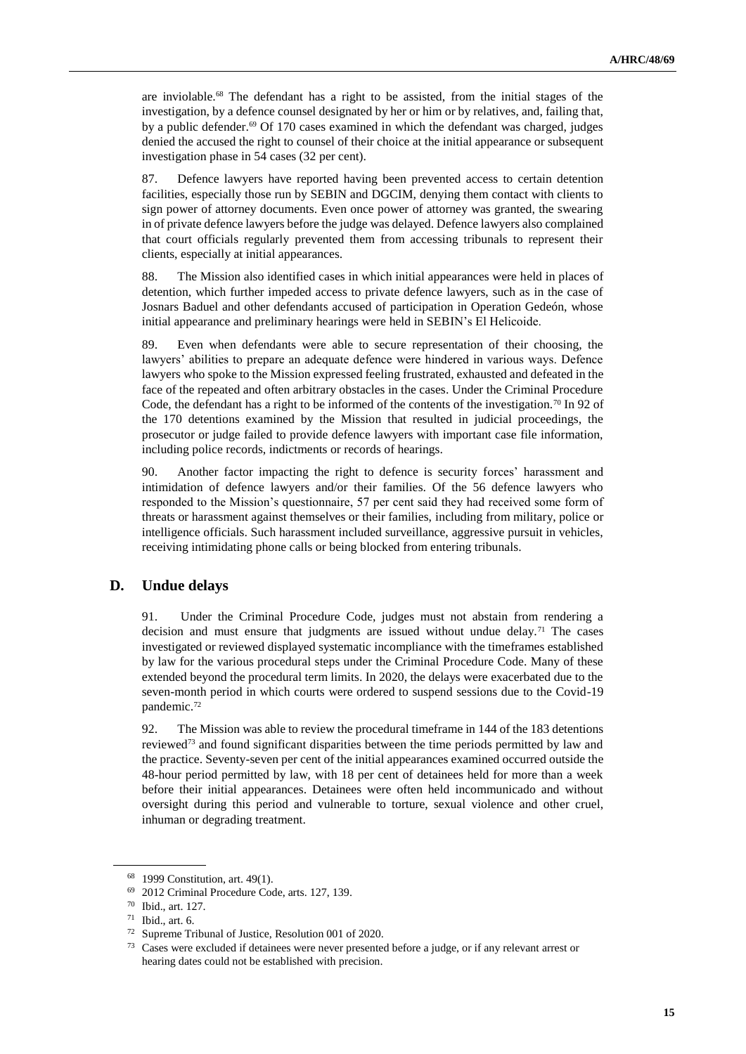are inviolable.[68] The defendant has a right to be assisted, from the initial stages of the investigation, by a defence counsel designated by her or him or by relatives, and, failing that, by a public defender.[69] Of 170 cases examined in which the defendant was charged, judges denied the accused the right to counsel of their choice at the initial appearance or subsequent investigation phase in 54 cases (32 per cent).

87. Defence lawyers have reported having been prevented access to certain detention facilities, especially those run by SEBIN and DGCIM, denying them contact with clients to sign power of attorney documents. Even once power of attorney was granted, the swearing in of private defence lawyers before the judge was delayed. Defence lawyers also complained that court officials regularly prevented them from accessing tribunals to represent their clients, especially at initial appearances.

88. The Mission also identified cases in which initial appearances were held in places of detention, which further impeded access to private defence lawyers, such as in the case of Josnars Baduel and other defendants accused of participation in Operation Gedeón, whose initial appearance and preliminary hearings were held in SEBIN's El Helicoide.

89. Even when defendants were able to secure representation of their choosing, the lawyers' abilities to prepare an adequate defence were hindered in various ways. Defence lawyers who spoke to the Mission expressed feeling frustrated, exhausted and defeated in the face of the repeated and often arbitrary obstacles in the cases. Under the Criminal Procedure Code, the defendant has a right to be informed of the contents of the investigation.[70] In 92 of the 170 detentions examined by the Mission that resulted in judicial proceedings, the prosecutor or judge failed to provide defence lawyers with important case file information, including police records, indictments or records of hearings.

90. Another factor impacting the right to defence is security forces' harassment and intimidation of defence lawyers and/or their families. Of the 56 defence lawyers who responded to the Mission's questionnaire, 57 per cent said they had received some form of threats or harassment against themselves or their families, including from military, police or intelligence officials. Such harassment included surveillance, aggressive pursuit in vehicles, receiving intimidating phone calls or being blocked from entering tribunals.

## D. Undue delays

91. Under the Criminal Procedure Code, judges must not abstain from rendering a decision and must ensure that judgments are issued without undue delay.[71] The cases investigated or reviewed displayed systematic incompliance with the timeframes established by law for the various procedural steps under the Criminal Procedure Code. Many of these extended beyond the procedural term limits. In 2020, the delays were exacerbated due to the seven-month period in which courts were ordered to suspend sessions due to the Covid-19 pandemic.[72]

92. The Mission was able to review the procedural timeframe in 144 of the 183 detentions reviewed[73] and found significant disparities between the time periods permitted by law and the practice. Seventy-seven per cent of the initial appearances examined occurred outside the 48-hour period permitted by law, with 18 per cent of detainees held for more than a week before their initial appearances. Detainees were often held incommunicado and without oversight during this period and vulnerable to torture, sexual violence and other cruel, inhuman or degrading treatment.

---

[68] 1999 Constitution, art. 49(1).

[69] 2012 Criminal Procedure Code, arts. 127, 139.

[70] Ibid., art. 127.

[71] Ibid., art. 6.

[72] Supreme Tribunal of Justice, Resolution 001 of 2020.

[73] Cases were excluded if detainees were never presented before a judge, or if any relevant arrest or hearing dates could not be established with precision.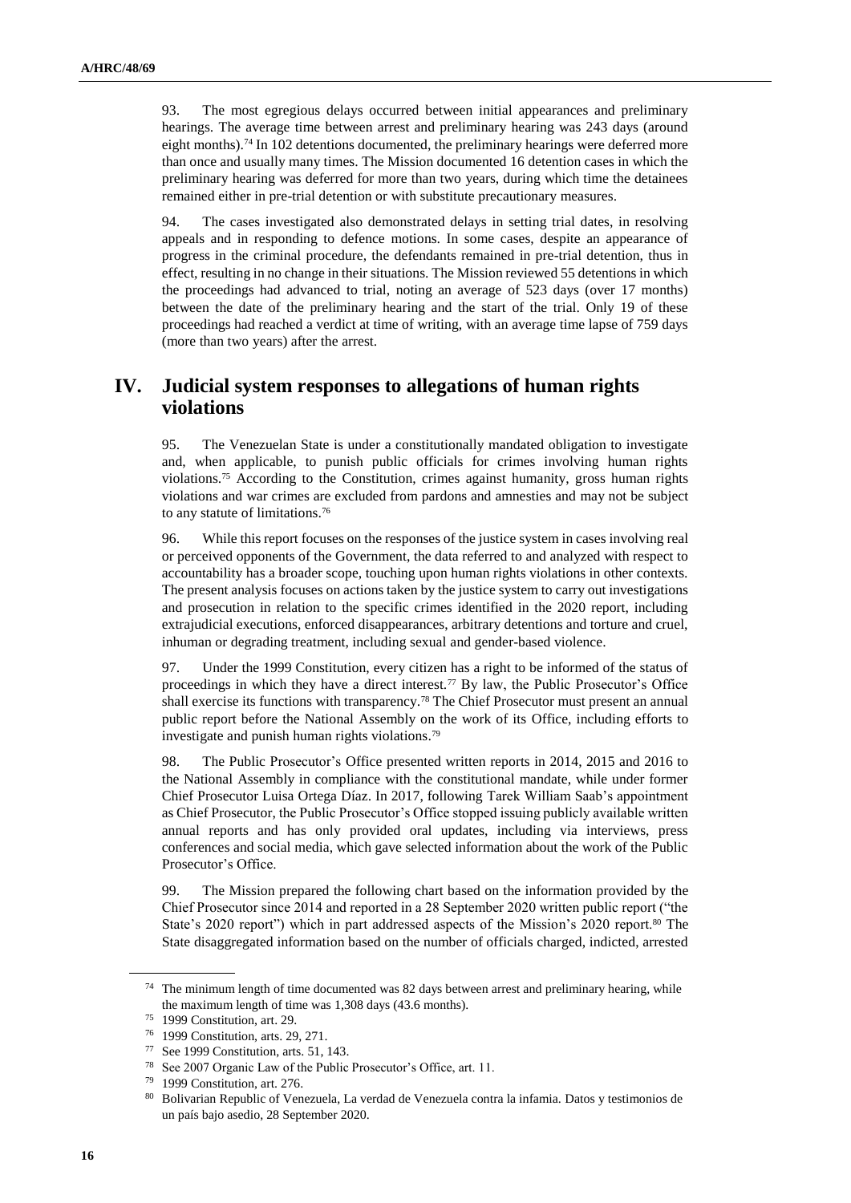93. The most egregious delays occurred between initial appearances and preliminary hearings. The average time between arrest and preliminary hearing was 243 days (around eight months).[74] In 102 detentions documented, the preliminary hearings were deferred more than once and usually many times. The Mission documented 16 detention cases in which the preliminary hearing was deferred for more than two years, during which time the detainees remained either in pre-trial detention or with substitute precautionary measures.

94. The cases investigated also demonstrated delays in setting trial dates, in resolving appeals and in responding to defence motions. In some cases, despite an appearance of progress in the criminal procedure, the defendants remained in pre-trial detention, thus in effect, resulting in no change in their situations. The Mission reviewed 55 detentions in which the proceedings had advanced to trial, noting an average of 523 days (over 17 months) between the date of the preliminary hearing and the start of the trial. Only 19 of these proceedings had reached a verdict at time of writing, with an average time lapse of 759 days (more than two years) after the arrest.

## IV. Judicial system responses to allegations of human rights violations

95. The Venezuelan State is under a constitutionally mandated obligation to investigate and, when applicable, to punish public officials for crimes involving human rights violations.[75] According to the Constitution, crimes against humanity, gross human rights violations and war crimes are excluded from pardons and amnesties and may not be subject to any statute of limitations.[76]

96. While this report focuses on the responses of the justice system in cases involving real or perceived opponents of the Government, the data referred to and analyzed with respect to accountability has a broader scope, touching upon human rights violations in other contexts. The present analysis focuses on actions taken by the justice system to carry out investigations and prosecution in relation to the specific crimes identified in the 2020 report, including extrajudicial executions, enforced disappearances, arbitrary detentions and torture and cruel, inhuman or degrading treatment, including sexual and gender-based violence.

97. Under the 1999 Constitution, every citizen has a right to be informed of the status of proceedings in which they have a direct interest.[77] By law, the Public Prosecutor's Office shall exercise its functions with transparency.[78] The Chief Prosecutor must present an annual public report before the National Assembly on the work of its Office, including efforts to investigate and punish human rights violations.[79]

98. The Public Prosecutor's Office presented written reports in 2014, 2015 and 2016 to the National Assembly in compliance with the constitutional mandate, while under former Chief Prosecutor Luisa Ortega Díaz. In 2017, following Tarek William Saab's appointment as Chief Prosecutor, the Public Prosecutor's Office stopped issuing publicly available written annual reports and has only provided oral updates, including via interviews, press conferences and social media, which gave selected information about the work of the Public Prosecutor's Office.

99. The Mission prepared the following chart based on the information provided by the Chief Prosecutor since 2014 and reported in a 28 September 2020 written public report ("the State's 2020 report") which in part addressed aspects of the Mission's 2020 report.[80] The State disaggregated information based on the number of officials charged, indicted, arrested

---

[74] The minimum length of time documented was 82 days between arrest and preliminary hearing, while the maximum length of time was 1,308 days (43.6 months).

[75] 1999 Constitution, art. 29.

[76] 1999 Constitution, arts. 29, 271.

[77] See 1999 Constitution, arts. 51, 143.

[78] See 2007 Organic Law of the Public Prosecutor's Office, art. 11.

[79] 1999 Constitution, art. 276.

[80] Bolivarian Republic of Venezuela, La verdad de Venezuela contra la infamia. Datos y testimonios de un país bajo asedio, 28 September 2020.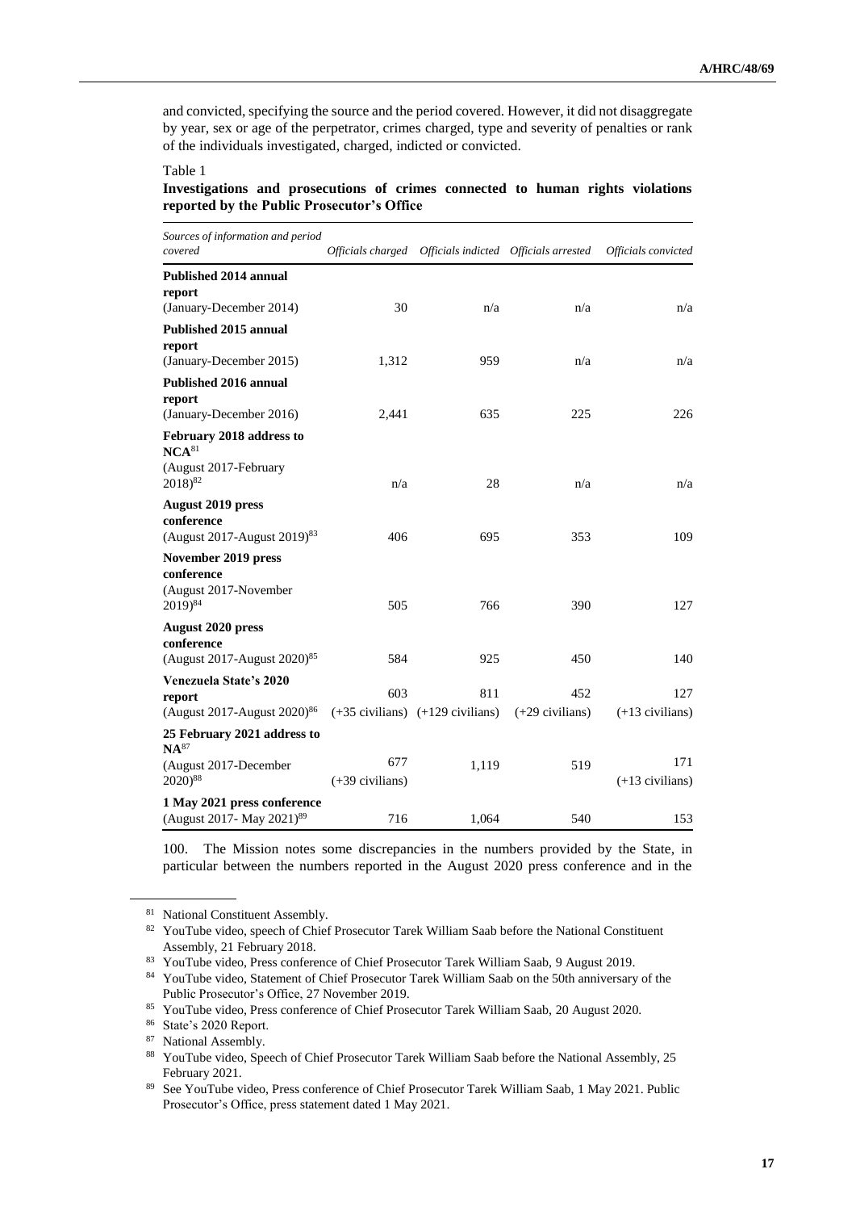and convicted, specifying the source and the period covered. However, it did not disaggregate by year, sex or age of the perpetrator, crimes charged, type and severity of penalties or rank of the individuals investigated, charged, indicted or convicted.

Table 1

**Investigations and prosecutions of crimes connected to human rights violations reported by the Public Prosecutor's Office**

| *Sources of information and period covered* | *Officials charged* | *Officials indicted* | *Officials arrested* | *Officials convicted* |
|---|---|---|---|---|
| **Published 2014 annual report** (January-December 2014) | 30 | n/a | n/a | n/a |
| **Published 2015 annual report** (January-December 2015) | 1,312 | 959 | n/a | n/a |
| **Published 2016 annual report** (January-December 2016) | 2,441 | 635 | 225 | 226 |
| **February 2018 address to NCA**[81] (August 2017-February 2018)[82] | n/a | 28 | n/a | n/a |
| **August 2019 press conference** (August 2017-August 2019)[83] | 406 | 695 | 353 | 109 |
| **November 2019 press conference** (August 2017-November 2019)[84] | 505 | 766 | 390 | 127 |
| **August 2020 press conference** (August 2017-August 2020)[85] | 584 | 925 | 450 | 140 |
| **Venezuela State's 2020 report** (August 2017-August 2020)[86] | 603 (+35 civilians) | 811 (+129 civilians) | 452 (+29 civilians) | 127 (+13 civilians) |
| **25 February 2021 address to NA**[87] (August 2017-December 2020)[88] | 677 (+39 civilians) | 1,119 | 519 | 171 (+13 civilians) |
| **1 May 2021 press conference** (August 2017- May 2021)[89] | 716 | 1,064 | 540 | 153 |

100. The Mission notes some discrepancies in the numbers provided by the State, in particular between the numbers reported in the August 2020 press conference and in the

---

[81] National Constituent Assembly.

[82] YouTube video, speech of Chief Prosecutor Tarek William Saab before the National Constituent Assembly, 21 February 2018.

[83] YouTube video, Press conference of Chief Prosecutor Tarek William Saab, 9 August 2019.

[84] YouTube video, Statement of Chief Prosecutor Tarek William Saab on the 50th anniversary of the Public Prosecutor's Office, 27 November 2019.

[85] YouTube video, Press conference of Chief Prosecutor Tarek William Saab, 20 August 2020.

[86] State's 2020 Report.

[87] National Assembly.

[88] YouTube video, Speech of Chief Prosecutor Tarek William Saab before the National Assembly, 25 February 2021.

[89] See YouTube video, Press conference of Chief Prosecutor Tarek William Saab, 1 May 2021. Public Prosecutor's Office, press statement dated 1 May 2021.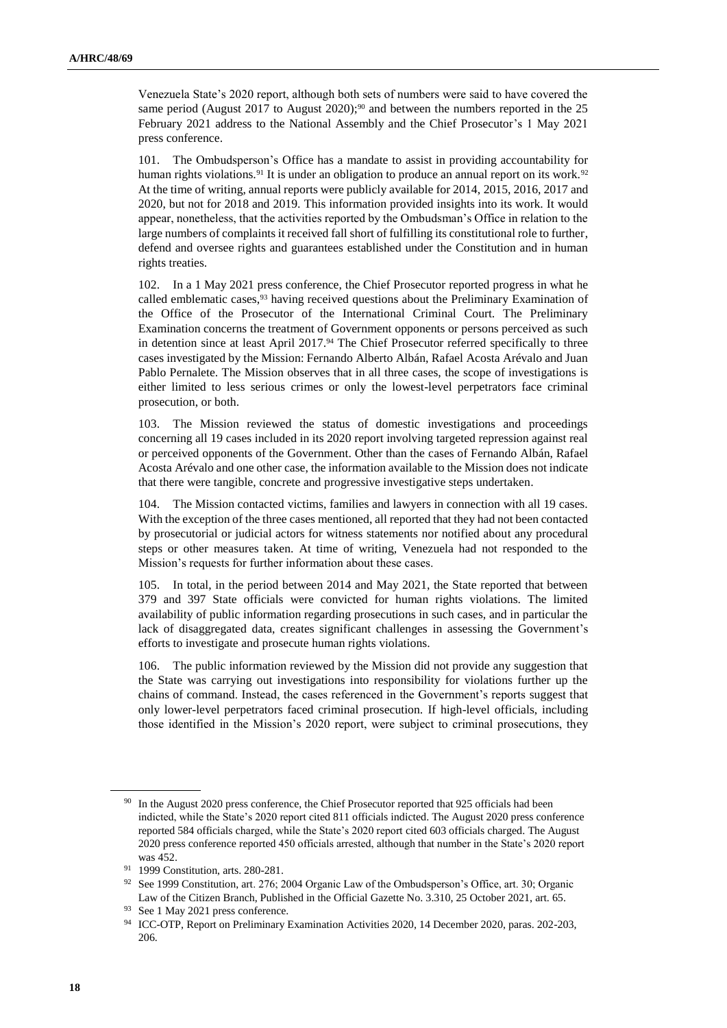Venezuela State's 2020 report, although both sets of numbers were said to have covered the same period (August 2017 to August 2020);[90] and between the numbers reported in the 25 February 2021 address to the National Assembly and the Chief Prosecutor's 1 May 2021 press conference.

101. The Ombudsperson's Office has a mandate to assist in providing accountability for human rights violations.[91] It is under an obligation to produce an annual report on its work.[92] At the time of writing, annual reports were publicly available for 2014, 2015, 2016, 2017 and 2020, but not for 2018 and 2019. This information provided insights into its work. It would appear, nonetheless, that the activities reported by the Ombudsman's Office in relation to the large numbers of complaints it received fall short of fulfilling its constitutional role to further, defend and oversee rights and guarantees established under the Constitution and in human rights treaties.

102. In a 1 May 2021 press conference, the Chief Prosecutor reported progress in what he called emblematic cases,[93] having received questions about the Preliminary Examination of the Office of the Prosecutor of the International Criminal Court. The Preliminary Examination concerns the treatment of Government opponents or persons perceived as such in detention since at least April 2017.[94] The Chief Prosecutor referred specifically to three cases investigated by the Mission: Fernando Alberto Albán, Rafael Acosta Arévalo and Juan Pablo Pernalete. The Mission observes that in all three cases, the scope of investigations is either limited to less serious crimes or only the lowest-level perpetrators face criminal prosecution, or both.

103. The Mission reviewed the status of domestic investigations and proceedings concerning all 19 cases included in its 2020 report involving targeted repression against real or perceived opponents of the Government. Other than the cases of Fernando Albán, Rafael Acosta Arévalo and one other case, the information available to the Mission does not indicate that there were tangible, concrete and progressive investigative steps undertaken.

104. The Mission contacted victims, families and lawyers in connection with all 19 cases. With the exception of the three cases mentioned, all reported that they had not been contacted by prosecutorial or judicial actors for witness statements nor notified about any procedural steps or other measures taken. At time of writing, Venezuela had not responded to the Mission's requests for further information about these cases.

105. In total, in the period between 2014 and May 2021, the State reported that between 379 and 397 State officials were convicted for human rights violations. The limited availability of public information regarding prosecutions in such cases, and in particular the lack of disaggregated data, creates significant challenges in assessing the Government's efforts to investigate and prosecute human rights violations.

106. The public information reviewed by the Mission did not provide any suggestion that the State was carrying out investigations into responsibility for violations further up the chains of command. Instead, the cases referenced in the Government's reports suggest that only lower-level perpetrators faced criminal prosecution. If high-level officials, including those identified in the Mission's 2020 report, were subject to criminal prosecutions, they

---

[90] In the August 2020 press conference, the Chief Prosecutor reported that 925 officials had been indicted, while the State's 2020 report cited 811 officials indicted. The August 2020 press conference reported 584 officials charged, while the State's 2020 report cited 603 officials charged. The August 2020 press conference reported 450 officials arrested, although that number in the State's 2020 report was 452.

[91] 1999 Constitution, arts. 280-281.

[92] See 1999 Constitution, art. 276; 2004 Organic Law of the Ombudsperson's Office, art. 30; Organic Law of the Citizen Branch, Published in the Official Gazette No. 3.310, 25 October 2021, art. 65.

[93] See 1 May 2021 press conference.

[94] ICC-OTP, Report on Preliminary Examination Activities 2020, 14 December 2020, paras. 202-203, 206.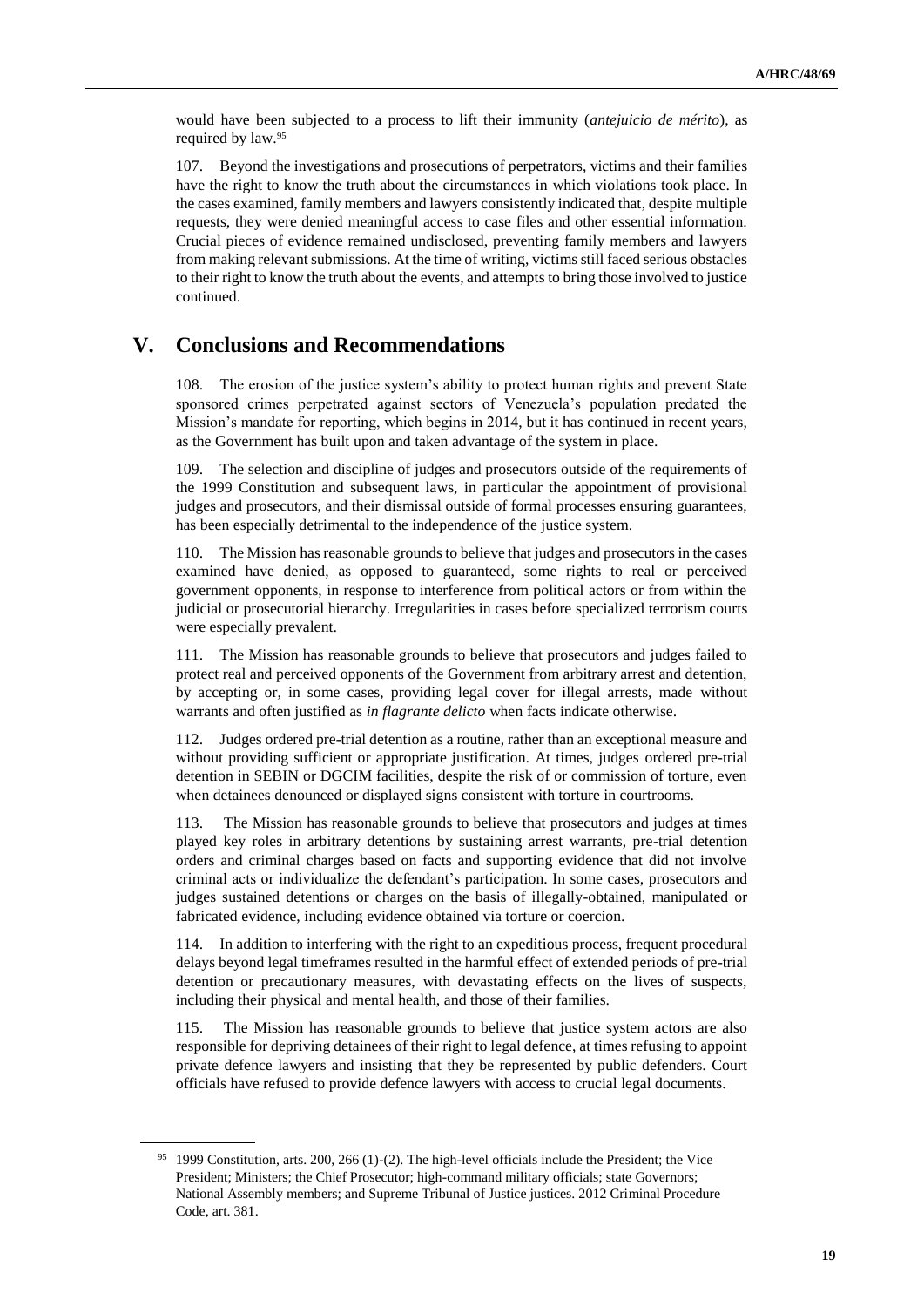would have been subjected to a process to lift their immunity (*antejuicio de mérito*), as required by law.[95]

107. Beyond the investigations and prosecutions of perpetrators, victims and their families have the right to know the truth about the circumstances in which violations took place. In the cases examined, family members and lawyers consistently indicated that, despite multiple requests, they were denied meaningful access to case files and other essential information. Crucial pieces of evidence remained undisclosed, preventing family members and lawyers from making relevant submissions. At the time of writing, victims still faced serious obstacles to their right to know the truth about the events, and attempts to bring those involved to justice continued.

## V. Conclusions and Recommendations

108. The erosion of the justice system's ability to protect human rights and prevent State sponsored crimes perpetrated against sectors of Venezuela's population predated the Mission's mandate for reporting, which begins in 2014, but it has continued in recent years, as the Government has built upon and taken advantage of the system in place.

109. The selection and discipline of judges and prosecutors outside of the requirements of the 1999 Constitution and subsequent laws, in particular the appointment of provisional judges and prosecutors, and their dismissal outside of formal processes ensuring guarantees, has been especially detrimental to the independence of the justice system.

110. The Mission has reasonable grounds to believe that judges and prosecutors in the cases examined have denied, as opposed to guaranteed, some rights to real or perceived government opponents, in response to interference from political actors or from within the judicial or prosecutorial hierarchy. Irregularities in cases before specialized terrorism courts were especially prevalent.

111. The Mission has reasonable grounds to believe that prosecutors and judges failed to protect real and perceived opponents of the Government from arbitrary arrest and detention, by accepting or, in some cases, providing legal cover for illegal arrests, made without warrants and often justified as *in flagrante delicto* when facts indicate otherwise.

112. Judges ordered pre-trial detention as a routine, rather than an exceptional measure and without providing sufficient or appropriate justification. At times, judges ordered pre-trial detention in SEBIN or DGCIM facilities, despite the risk of or commission of torture, even when detainees denounced or displayed signs consistent with torture in courtrooms.

113. The Mission has reasonable grounds to believe that prosecutors and judges at times played key roles in arbitrary detentions by sustaining arrest warrants, pre-trial detention orders and criminal charges based on facts and supporting evidence that did not involve criminal acts or individualize the defendant's participation. In some cases, prosecutors and judges sustained detentions or charges on the basis of illegally-obtained, manipulated or fabricated evidence, including evidence obtained via torture or coercion.

114. In addition to interfering with the right to an expeditious process, frequent procedural delays beyond legal timeframes resulted in the harmful effect of extended periods of pre-trial detention or precautionary measures, with devastating effects on the lives of suspects, including their physical and mental health, and those of their families.

115. The Mission has reasonable grounds to believe that justice system actors are also responsible for depriving detainees of their right to legal defence, at times refusing to appoint private defence lawyers and insisting that they be represented by public defenders. Court officials have refused to provide defence lawyers with access to crucial legal documents.

---

[95] 1999 Constitution, arts. 200, 266 (1)-(2). The high-level officials include the President; the Vice President; Ministers; the Chief Prosecutor; high-command military officials; state Governors; National Assembly members; and Supreme Tribunal of Justice justices. 2012 Criminal Procedure Code, art. 381.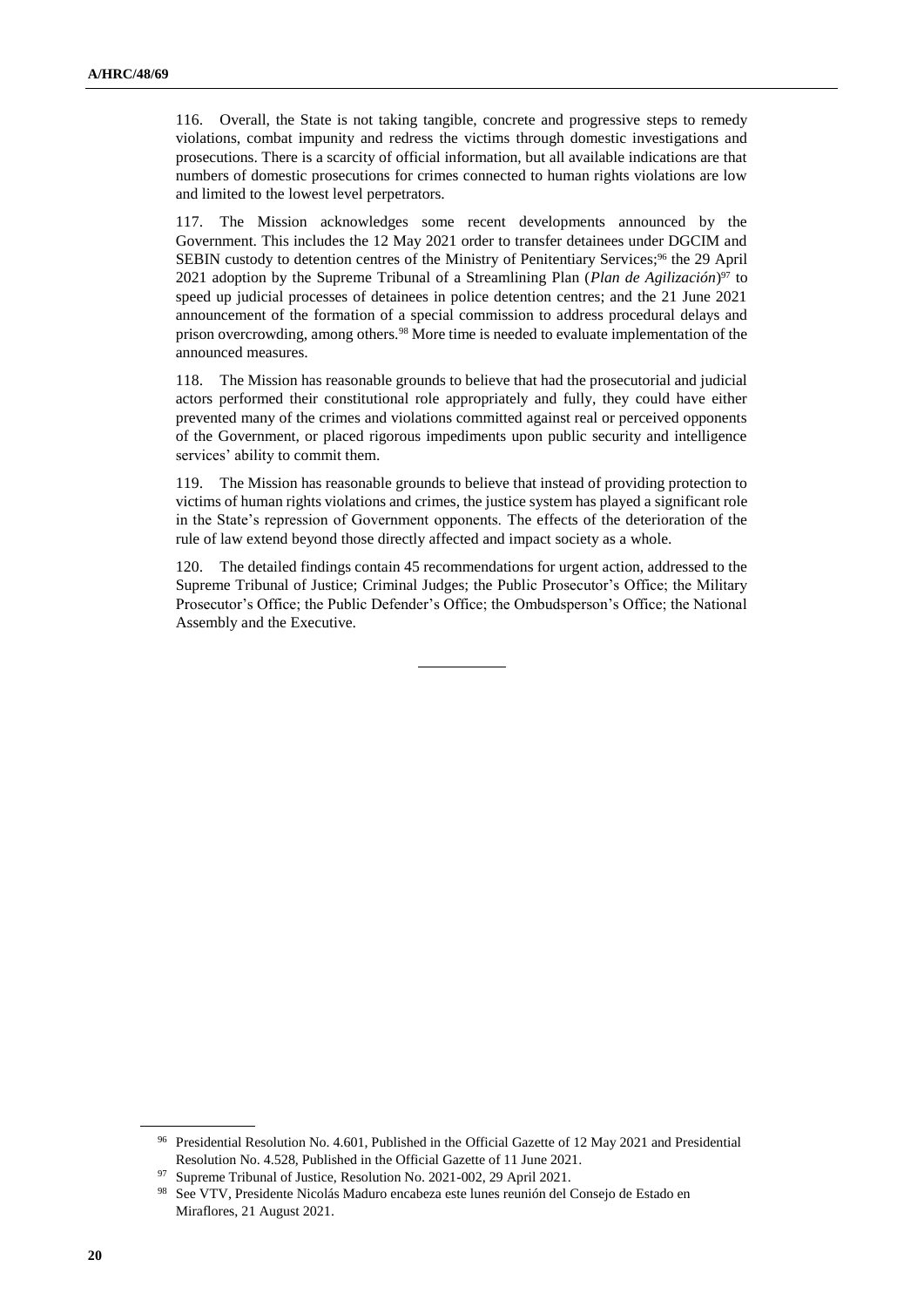116. Overall, the State is not taking tangible, concrete and progressive steps to remedy violations, combat impunity and redress the victims through domestic investigations and prosecutions. There is a scarcity of official information, but all available indications are that numbers of domestic prosecutions for crimes connected to human rights violations are low and limited to the lowest level perpetrators.

117. The Mission acknowledges some recent developments announced by the Government. This includes the 12 May 2021 order to transfer detainees under DGCIM and SEBIN custody to detention centres of the Ministry of Penitentiary Services;[96] the 29 April 2021 adoption by the Supreme Tribunal of a Streamlining Plan (*Plan de Agilización*)[97] to speed up judicial processes of detainees in police detention centres; and the 21 June 2021 announcement of the formation of a special commission to address procedural delays and prison overcrowding, among others.[98] More time is needed to evaluate implementation of the announced measures.

118. The Mission has reasonable grounds to believe that had the prosecutorial and judicial actors performed their constitutional role appropriately and fully, they could have either prevented many of the crimes and violations committed against real or perceived opponents of the Government, or placed rigorous impediments upon public security and intelligence services' ability to commit them.

119. The Mission has reasonable grounds to believe that instead of providing protection to victims of human rights violations and crimes, the justice system has played a significant role in the State's repression of Government opponents. The effects of the deterioration of the rule of law extend beyond those directly affected and impact society as a whole.

120. The detailed findings contain 45 recommendations for urgent action, addressed to the Supreme Tribunal of Justice; Criminal Judges; the Public Prosecutor's Office; the Military Prosecutor's Office; the Public Defender's Office; the Ombudsperson's Office; the National Assembly and the Executive.

---

[96] Presidential Resolution No. 4.601, Published in the Official Gazette of 12 May 2021 and Presidential Resolution No. 4.528, Published in the Official Gazette of 11 June 2021.

[97] Supreme Tribunal of Justice, Resolution No. 2021-002, 29 April 2021.

[98] See VTV, Presidente Nicolás Maduro encabeza este lunes reunión del Consejo de Estado en Miraflores, 21 August 2021.